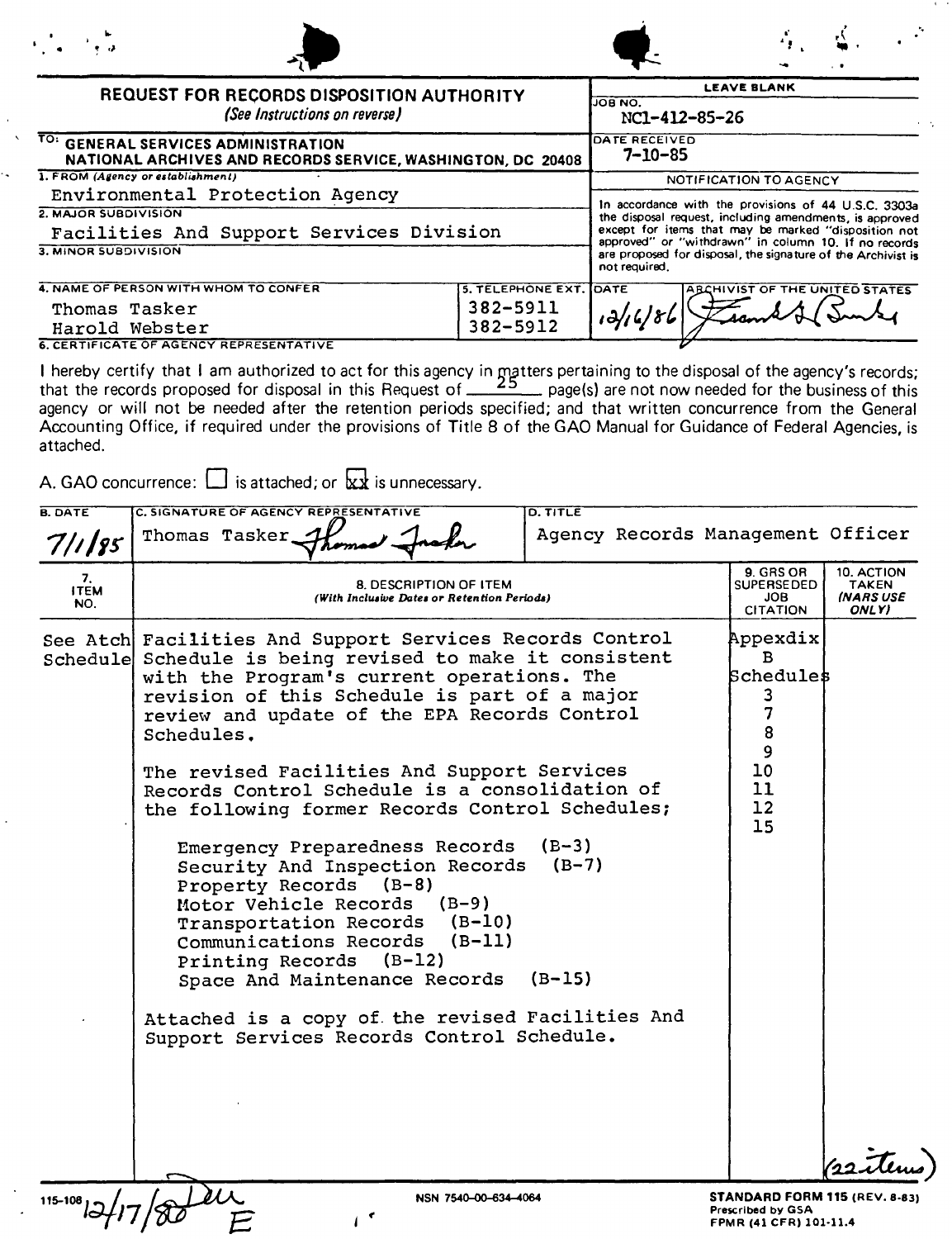# REQUEST FOR RECORDS DISPOSITION AUTHORITY

*(See Instructions on reverse)*

| LEAVE BLANK | |
|---|---|
| JOB NO. | NC1-412-85-26 |
| DATE RECEIVED | 7-10-85 |

**TO: GENERAL SERVICES ADMINISTRATION**
**NATIONAL ARCHIVES AND RECORDS SERVICE, WASHINGTON, DC 20408**

**1. FROM** *(Agency or establishment)*
Environmental Protection Agency

**2. MAJOR SUBDIVISION**
Facilities And Support Services Division

**3. MINOR SUBDIVISION**

**4. NAME OF PERSON WITH WHOM TO CONFER** — Thomas Tasker; Harold Webster

**5. TELEPHONE EXT.** — 382-5911; 382-5912

**NOTIFICATION TO AGENCY**

In accordance with the provisions of 44 U.S.C. 3303a the disposal request, including amendments, is approved except for items that may be marked "disposition not approved" or "withdrawn" in column 10. If no records are proposed for disposal, the signature of the Archivist is not required.

DATE: 12/16/86 — ARCHIVIST OF THE UNITED STATES: [signature]

**6. CERTIFICATE OF AGENCY REPRESENTATIVE**

I hereby certify that I am authorized to act for this agency in matters pertaining to the disposal of the agency's records; that the records proposed for disposal in this Request of 25 page(s) are not now needed for the business of this agency or will not be needed after the retention periods specified; and that written concurrence from the General Accounting Office, if required under the provisions of Title 8 of the GAO Manual for Guidance of Federal Agencies, is attached.

A. GAO concurrence: ☐ is attached; or ☒ is unnecessary.

| B. DATE | C. SIGNATURE OF AGENCY REPRESENTATIVE | D. TITLE |
|---|---|---|
| 7/1/85 | Thomas Tasker [signature] | Agency Records Management Officer |

| 7. ITEM NO. | 8. DESCRIPTION OF ITEM *(With Inclusive Dates or Retention Periods)* | 9. GRS OR SUPERSEDED JOB CITATION | 10. ACTION TAKEN *(NARS USE ONLY)* |
|---|---|---|---|
| See Atch Schedule | Facilities And Support Services Records Control Schedule is being revised to make it consistent with the Program's current operations. The revision of this Schedule is part of a major review and update of the EPA Records Control Schedules.<br><br>The revised Facilities And Support Services Records Control Schedule is a consolidation of the following former Records Control Schedules;<br><br>Emergency Preparedness Records (B-3)<br>Security And Inspection Records (B-7)<br>Property Records (B-8)<br>Motor Vehicle Records (B-9)<br>Transportation Records (B-10)<br>Communications Records (B-11)<br>Printing Records (B-12)<br>Space And Maintenance Records (B-15)<br><br>Attached is a copy of the revised Facilities And Support Services Records Control Schedule. | Appexdix B Schedules 3 7 8 9 10 11 12 15 | (22 items) |

115-108 12/17/86 [initials] E

NSN 7540-00-634-4064

**STANDARD FORM 115 (REV. 8-83)**
Prescribed by GSA
FPMR (41 CFR) 101-11.4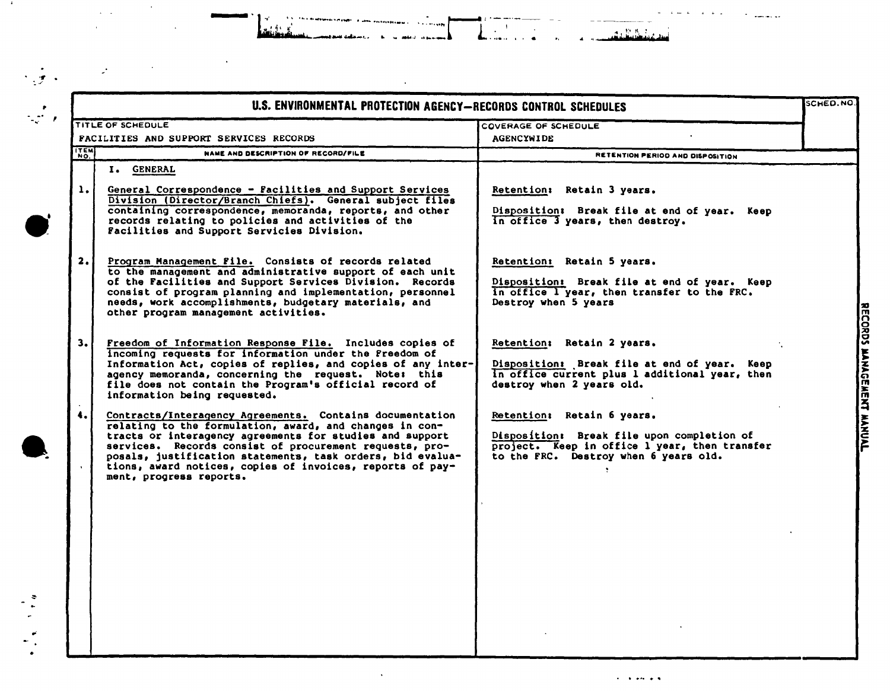# U.S. ENVIRONMENTAL PROTECTION AGENCY—RECORDS CONTROL SCHEDULES

| TITLE OF SCHEDULE | COVERAGE OF SCHEDULE | SCHED. NO. |
|---|---|---|
| FACILITIES AND SUPPORT SERVICES RECORDS | AGENCYWIDE | |

| ITEM NO. | NAME AND DESCRIPTION OF RECORD/FILE | RETENTION PERIOD AND DISPOSITION |
|---|---|---|
| | I. GENERAL | |
| 1. | General Correspondence - Facilities and Support Services Division (Director/Branch Chiefs). General subject files containing correspondence, memoranda, reports, and other records relating to policies and activities of the Facilities and Support Servicies Division. | Retention: Retain 3 years.<br><br>Disposition: Break file at end of year. Keep in office 3 years, then destroy. |
| 2. | Program Management File. Consists of records related to the management and administrative support of each unit of the Facilities and Support Services Division. Records consist of program planning and implementation, personnel needs, work accomplishments, budgetary materials, and other program management activities. | Retention: Retain 5 years.<br><br>Disposition: Break file at end of year. Keep in office 1 year, then transfer to the FRC. Destroy when 5 years |
| 3. | Freedom of Information Response File. Includes copies of incoming requests for information under the Freedom of Information Act, copies of replies, and copies of any inter-agency memoranda, concerning the request. Note: this file does not contain the Program's official record of information being requested. | Retention: Retain 2 years.<br><br>Disposition: Break file at end of year. Keep in office current plus 1 additional year, then destroy when 2 years old. |
| 4. | Contracts/Interagency Agreements. Contains documentation relating to the formulation, award, and changes in contracts or interagency agreements for studies and support services. Records consist of procurement requests, proposals, justification statements, task orders, bid evaluations, award notices, copies of invoices, reports of payment, progress reports. | Retention: Retain 6 years.<br><br>Disposition: Break file upon completion of project. Keep in office 1 year, then transfer to the FRC. Destroy when 6 years old. |

RECORDS MANAGEMENT MANUAL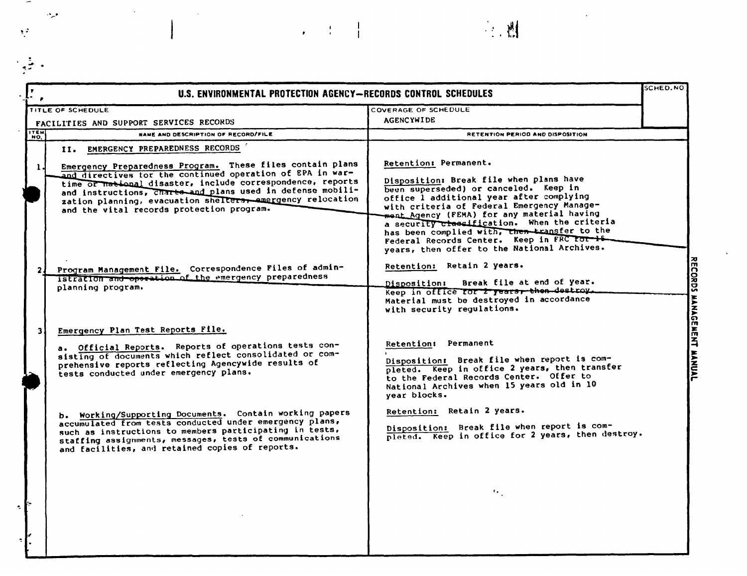# U.S. ENVIRONMENTAL PROTECTION AGENCY—RECORDS CONTROL SCHEDULES

| TITLE OF SCHEDULE | COVERAGE OF SCHEDULE | SCHED. NO |
|---|---|---|
| FACILITIES AND SUPPORT SERVICES RECORDS | AGENCYWIDE | |

| ITEM NO. | NAME AND DESCRIPTION OF RECORD/FILE | RETENTION PERIOD AND DISPOSITION |
|---|---|---|
| | **II. EMERGENCY PREPAREDNESS RECORDS** | |
| 1. | Emergency Preparedness Program. These files contain plans and directives for the continued operation of EPA in wartime or national disaster, include correspondence, reports and instructions, charts and plans used in defense mobilization planning, evacuation shelters, emergency relocation and the vital records protection program. | Retention: Permanent.<br><br>Disposition: Break file when plans have been superseded) or canceled. Keep in office 1 additional year after complying with criteria of Federal Emergency Management Agency (FEMA) for any material having a security classification. When the criteria has been complied with, then transfer to the Federal Records Center. Keep in FRC for 15 years, then offer to the National Archives. |
| 2. | Program Management File. Correspondence Files of administration and operation of the emergency preparedness planning program. | Retention: Retain 2 years.<br><br>Disposition: Break file at end of year. Keep in office for 2 years, then destroy. Material must be destroyed in accordance with security regulations. |
| 3. | Emergency Plan Test Reports File. | |
| | a. Official Reports. Reports of operations tests consisting of documents which reflect consolidated or comprehensive reports reflecting Agencywide results of tests conducted under emergency plans. | Retention: Permanent<br><br>Disposition: Break file when report is completed. Keep in office 2 years, then transfer to the Federal Records Center. Offer to National Archives when 15 years old in 10 year blocks. |
| | b. Working/Supporting Documents. Contain working papers accumulated from tests conducted under emergency plans, such as instructions to members participating in tests, staffing assignments, messages, tests of communications and facilities, and retained copies of reports. | Retention: Retain 2 years.<br><br>Disposition: Break file when report is completed. Keep in office for 2 years, then destroy. |

RECORDS MANAGEMENT MANUAL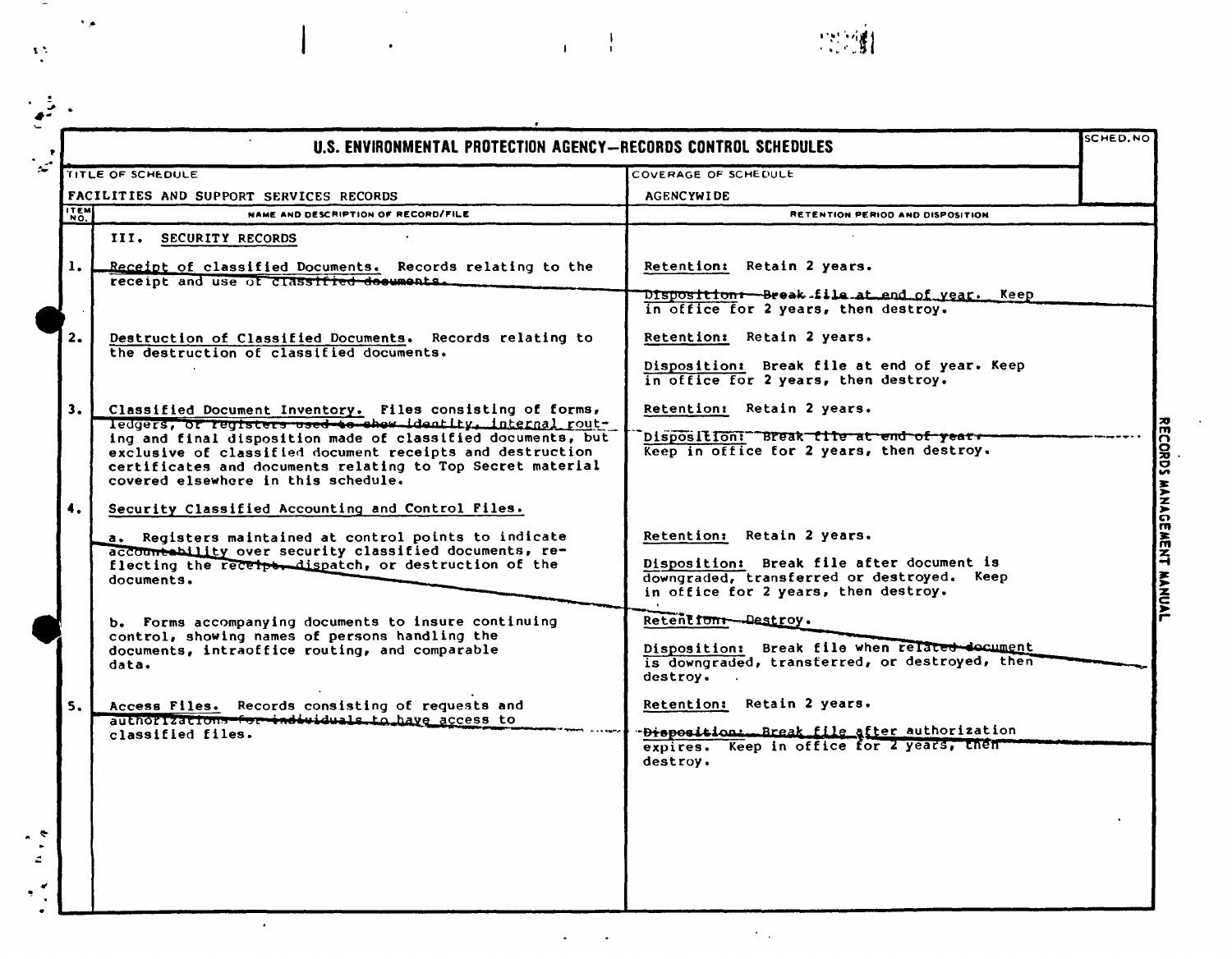# U.S. ENVIRONMENTAL PROTECTION AGENCY—RECORDS CONTROL SCHEDULES

| TITLE OF SCHEDULE | COVERAGE OF SCHEDULE | SCHED. NO |
|---|---|---|
| FACILITIES AND SUPPORT SERVICES RECORDS | AGENCYWIDE | |

| ITEM NO. | NAME AND DESCRIPTION OF RECORD/FILE | RETENTION PERIOD AND DISPOSITION |
|---|---|---|
| | III. SECURITY RECORDS | |
| 1. | Receipt of classified Documents. Records relating to the receipt and use of classified documents. | Retention: Retain 2 years.<br><br>Disposition: Break file at end of year. Keep in office for 2 years, then destroy. |
| 2. | Destruction of Classified Documents. Records relating to the destruction of classified documents. | Retention: Retain 2 years.<br><br>Disposition: Break file at end of year. Keep in office for 2 years, then destroy. |
| 3. | Classified Document Inventory. Files consisting of forms, ledgers, or registers used to show identity, internal routing and final disposition made of classified documents, but exclusive of classified document receipts and destruction certificates and documents relating to Top Secret material covered elsewhere in this schedule. | Retention: Retain 2 years.<br><br>Disposition: Break file at end of year. Keep in office for 2 years, then destroy. |
| 4. | Security Classified Accounting and Control Files. | |
| | a. Registers maintained at control points to indicate accountability over security classified documents, reflecting the receipt, dispatch, or destruction of the documents. | Retention: Retain 2 years.<br><br>Disposition: Break file after document is downgraded, transferred or destroyed. Keep in office for 2 years, then destroy. |
| | b. Forms accompanying documents to insure continuing control, showing names of persons handling the documents, intraoffice routing, and comparable data. | Retention: Destroy.<br><br>Disposition: Break file when related document is downgraded, transferred, or destroyed, then destroy. |
| 5. | Access Files. Records consisting of requests and authorizations for individuals to have access to classified files. | Retention: Retain 2 years.<br><br>Disposition: Break file after authorization expires. Keep in office for 2 years, then destroy. |

RECORDS MANAGEMENT MANUAL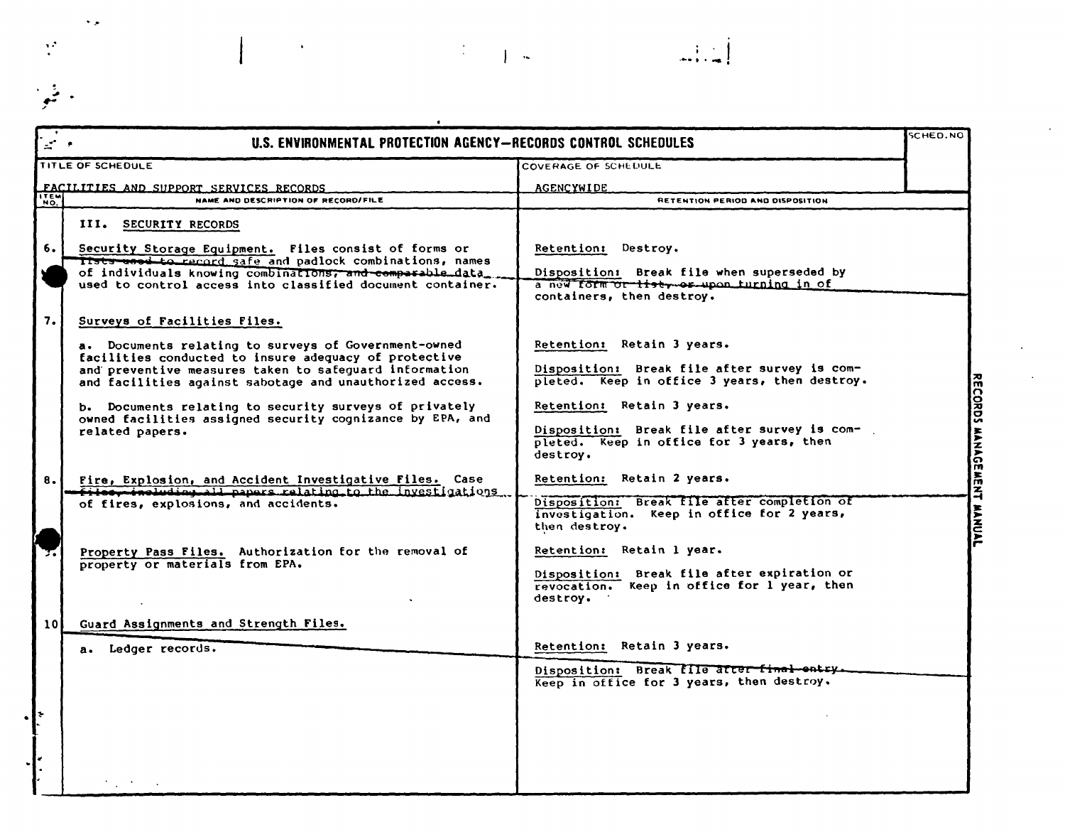# U.S. ENVIRONMENTAL PROTECTION AGENCY—RECORDS CONTROL SCHEDULES

| TITLE OF SCHEDULE | COVERAGE OF SCHEDULE | SCHED. NO |
|---|---|---|
| FACILITIES AND SUPPORT SERVICES RECORDS | AGENCYWIDE | |

| ITEM NO. | NAME AND DESCRIPTION OF RECORD/FILE | RETENTION PERIOD AND DISPOSITION |
|---|---|---|
| | **III. SECURITY RECORDS** | |
| 6. | Security Storage Equipment. Files consist of forms or lists used to record safe and padlock combinations, names of individuals knowing combinations, and comparable data used to control access into classified document container. | Retention: Destroy.<br><br>Disposition: Break file when superseded by a new form or list, or upon turning in of containers, then destroy. |
| 7. | Surveys of Facilities Files. | |
| | a. Documents relating to surveys of Government-owned facilities conducted to insure adequacy of protective and preventive measures taken to safeguard information and facilities against sabotage and unauthorized access. | Retention: Retain 3 years.<br><br>Disposition: Break file after survey is completed. Keep in office 3 years, then destroy. |
| | b. Documents relating to security surveys of privately owned facilities assigned security cognizance by EPA, and related papers. | Retention: Retain 3 years.<br><br>Disposition: Break file after survey is completed. Keep in office for 3 years, then destroy. |
| 8. | Fire, Explosion, and Accident Investigative Files. Case files, including all papers relating to the investigations of fires, explosions, and accidents. | Retention: Retain 2 years.<br><br>Disposition: Break file after completion of investigation. Keep in office for 2 years, then destroy. |
| 9. | Property Pass Files. Authorization for the removal of property or materials from EPA. | Retention: Retain 1 year.<br><br>Disposition: Break file after expiration or revocation. Keep in office for 1 year, then destroy. |
| 10 | Guard Assignments and Strength Files. | |
| | a. Ledger records. | Retention: Retain 3 years.<br><br>Disposition: Break file after final entry. Keep in office for 3 years, then destroy. |

RECORDS MANAGEMENT MANUAL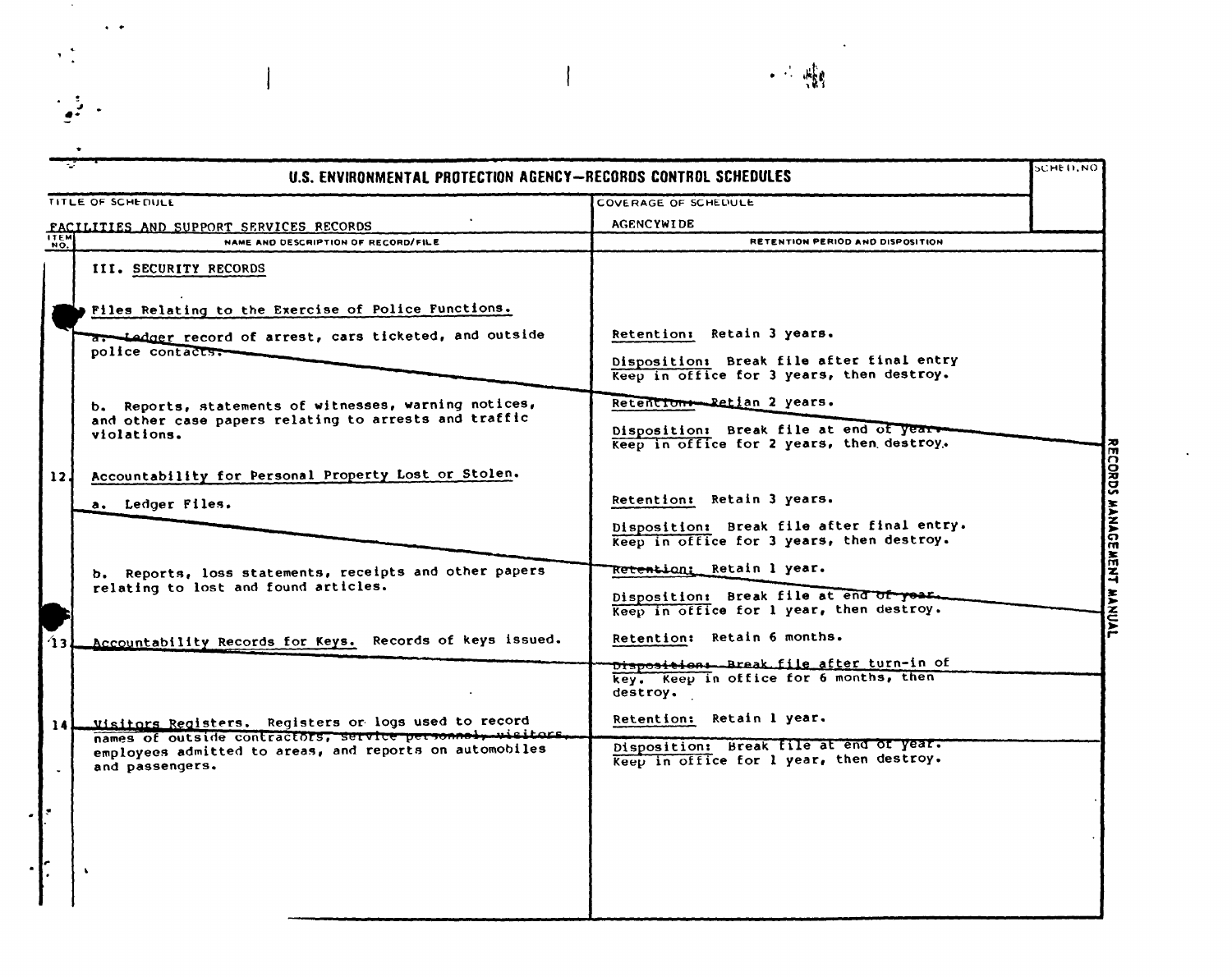**U.S. ENVIRONMENTAL PROTECTION AGENCY—RECORDS CONTROL SCHEDULES**

| TITLE OF SCHEDULE | COVERAGE OF SCHEDULE | SCHED. NO. |
|---|---|---|
| FACILITIES AND SUPPORT SERVICES RECORDS | AGENCYWIDE | |

| ITEM NO. | NAME AND DESCRIPTION OF RECORD/FILE | RETENTION PERIOD AND DISPOSITION |
|---|---|---|
| | III. SECURITY RECORDS | |
| | Files Relating to the Exercise of Police Functions. | |
| | a. Ledger record of arrest, cars ticketed, and outside police contacts. | Retention: Retain 3 years. Disposition: Break file after final entry Keep in office for 3 years, then destroy. |
| | b. Reports, statements of witnesses, warning notices, and other case papers relating to arrests and traffic violations. | Retention: Retian 2 years. Disposition: Break file at end of year. Keep in office for 2 years, then destroy. |
| 12 | Accountability for Personal Property Lost or Stolen. | |
| | a. Ledger Files. | Retention: Retain 3 years. Disposition: Break file after final entry. Keep in office for 3 years, then destroy. |
| | b. Reports, loss statements, receipts and other papers relating to lost and found articles. | Retention: Retain 1 year. Disposition: Break file at end of year. Keep in office for 1 year, then destroy. |
| 13 | Accountability Records for Keys. Records of keys issued. | Retention: Retain 6 months. Disposition: Break file after turn-in of key. Keep in office for 6 months, then destroy. |
| 14 | Visitors Registers. Registers or logs used to record names of outside contractors, service personnel, visitors, employees admitted to areas, and reports on automobiles and passengers. | Retention: Retain 1 year. Disposition: Break file at end of year. Keep in office for 1 year, then destroy. |

RECORDS MANAGEMENT MANUAL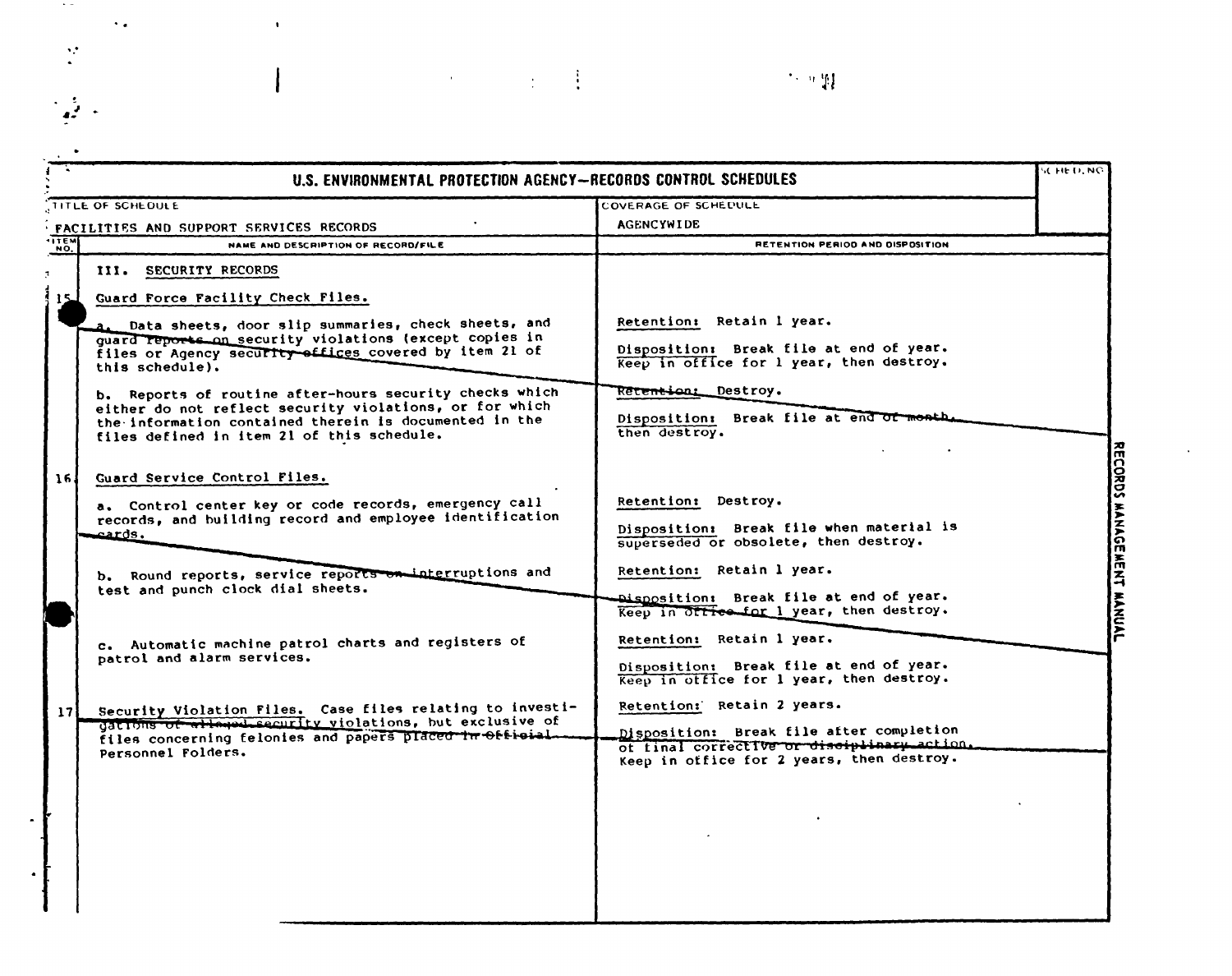# U.S. ENVIRONMENTAL PROTECTION AGENCY—RECORDS CONTROL SCHEDULES

| TITLE OF SCHEDULE | COVERAGE OF SCHEDULE | SCHED. NO. |
|---|---|---|
| FACILITIES AND SUPPORT SERVICES RECORDS | AGENCYWIDE | |

| ITEM NO. | NAME AND DESCRIPTION OF RECORD/FILE | RETENTION PERIOD AND DISPOSITION |
|---|---|---|
| | III. SECURITY RECORDS | |
| 15 | Guard Force Facility Check Files. | |
| | a. Data sheets, door slip summaries, check sheets, and guard reports on security violations (except copies in files or Agency security offices covered by item 21 of this schedule). | Retention: Retain 1 year.<br><br>Disposition: Break file at end of year. Keep in office for 1 year, then destroy. |
| | b. Reports of routine after-hours security checks which either do not reflect security violations, or for which the information contained therein is documented in the files defined in item 21 of this schedule. | Retention: Destroy.<br><br>Disposition: Break file at end of month, then destroy. |
| 16 | Guard Service Control Files. | |
| | a. Control center key or code records, emergency call records, and building record and employee identification cards. | Retention: Destroy.<br><br>Disposition: Break file when material is superseded or obsolete, then destroy. |
| | b. Round reports, service reports on interruptions and test and punch clock dial sheets. | Retention: Retain 1 year.<br><br>Disposition: Break file at end of year. Keep in office for 1 year, then destroy. |
| | c. Automatic machine patrol charts and registers of patrol and alarm services. | Retention: Retain 1 year.<br><br>Disposition: Break file at end of year. Keep in office for 1 year, then destroy. |
| 17 | Security Violation Files. Case files relating to investigations of alleged security violations, but exclusive of files concerning felonies and papers placed in Official Personnel Folders. | Retention: Retain 2 years.<br><br>Disposition: Break file after completion of final corrective or disciplinary action. Keep in office for 2 years, then destroy. |

RECORDS MANAGEMENT MANUAL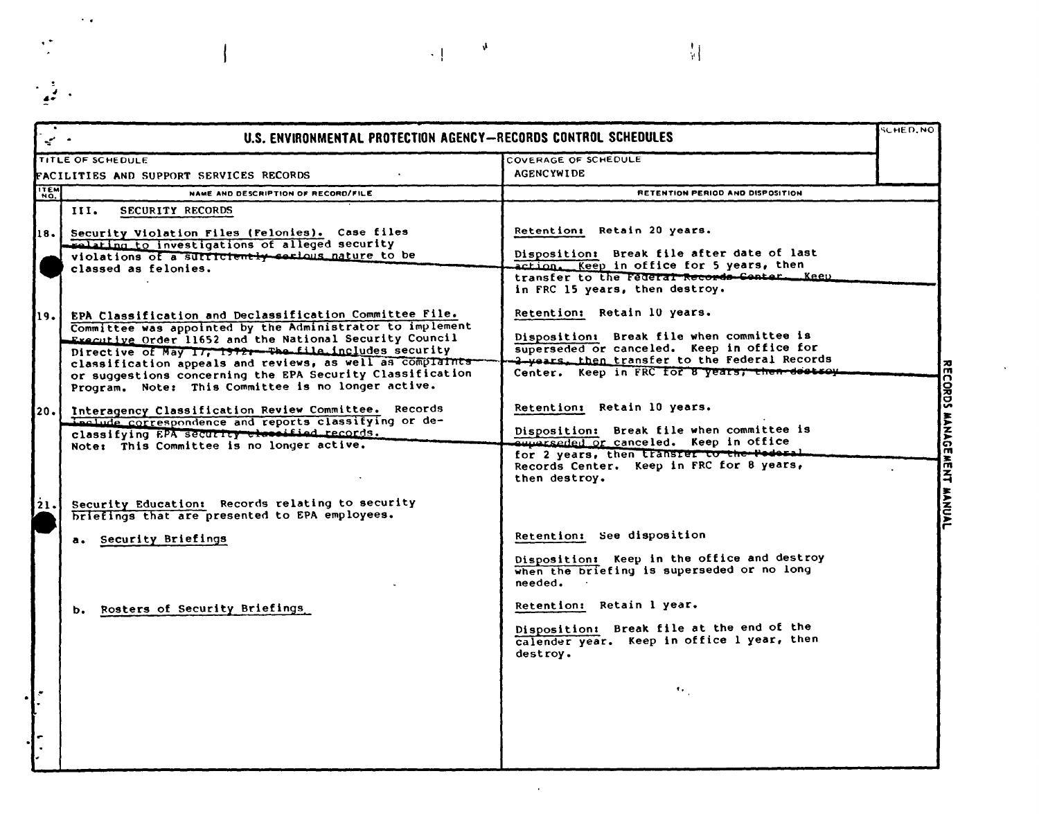# U.S. ENVIRONMENTAL PROTECTION AGENCY—RECORDS CONTROL SCHEDULES

| TITLE OF SCHEDULE | COVERAGE OF SCHEDULE | SCHED. NO |
|---|---|---|
| FACILITIES AND SUPPORT SERVICES RECORDS | AGENCYWIDE | |

| ITEM NO. | NAME AND DESCRIPTION OF RECORD/FILE | RETENTION PERIOD AND DISPOSITION |
|---|---|---|
| | III. SECURITY RECORDS | |
| 18. | Security Violation Files (Felonies). Case files relating to investigations of alleged security violations of a sufficiently serious nature to be classed as felonies. | Retention: Retain 20 years.<br><br>Disposition: Break file after date of last action. Keep in office for 5 years, then transfer to the Federal Records Center. Keep in FRC 15 years, then destroy. |
| 19. | EPA Classification and Declassification Committee File. Committee was appointed by the Administrator to implement Executive Order 11652 and the National Security Council Directive of May 17, 1972. The file includes security classification appeals and reviews, as well as complaints or suggestions concerning the EPA Security Classification Program. Note: This Committee is no longer active. | Retention: Retain 10 years.<br><br>Disposition: Break file when committee is superseded or canceled. Keep in office for 2 years, then transfer to the Federal Records Center. Keep in FRC for 8 years, then destroy. |
| 20. | Interagency Classification Review Committee. Records include correspondence and reports classifying or declassifying EPA security classified records. Note: This Committee is no longer active. | Retention: Retain 10 years.<br><br>Disposition: Break file when committee is superseded or canceled. Keep in office for 2 years, then transfer to the Federal Records Center. Keep in FRC for 8 years, then destroy. |
| 21. | Security Education: Records relating to security briefings that are presented to EPA employees. | |
| | a. Security Briefings | Retention: See disposition<br><br>Disposition: Keep in the office and destroy when the briefing is superseded or no long needed. |
| | b. Rosters of Security Briefings | Retention: Retain 1 year.<br><br>Disposition: Break file at the end of the calender year. Keep in office 1 year, then destroy. |

RECORDS MANAGEMENT MANUAL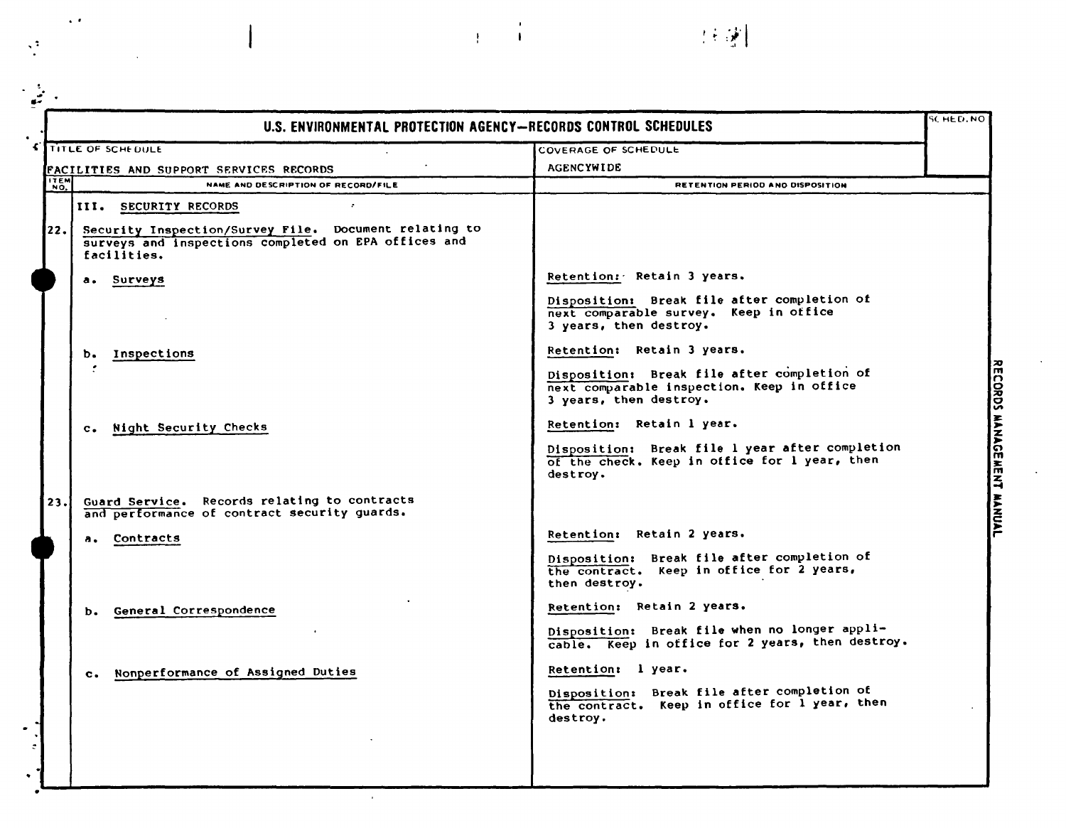| U.S. ENVIRONMENTAL PROTECTION AGENCY—RECORDS CONTROL SCHEDULES | | SCHED. NO |
|---|---|---|
| TITLE OF SCHEDULE: FACILITIES AND SUPPORT SERVICES RECORDS | COVERAGE OF SCHEDULE: AGENCYWIDE | |

| ITEM NO. | NAME AND DESCRIPTION OF RECORD/FILE | RETENTION PERIOD AND DISPOSITION |
|---|---|---|
| | **III. SECURITY RECORDS** | |
| 22. | Security Inspection/Survey File. Document relating to surveys and inspections completed on EPA offices and facilities. | |
| | a. Surveys | Retention: Retain 3 years.<br><br>Disposition: Break file after completion of next comparable survey. Keep in office 3 years, then destroy. |
| | b. Inspections | Retention: Retain 3 years.<br><br>Disposition: Break file after completion of next comparable inspection. Keep in office 3 years, then destroy. |
| | c. Night Security Checks | Retention: Retain 1 year.<br><br>Disposition: Break file 1 year after completion of the check. Keep in office for 1 year, then destroy. |
| 23. | Guard Service. Records relating to contracts and performance of contract security guards. | |
| | a. Contracts | Retention: Retain 2 years.<br><br>Disposition: Break file after completion of the contract. Keep in office for 2 years, then destroy. |
| | b. General Correspondence | Retention: Retain 2 years.<br><br>Disposition: Break file when no longer applicable. Keep in office for 2 years, then destroy. |
| | c. Nonperformance of Assigned Duties | Retention: 1 year.<br><br>Disposition: Break file after completion of the contract. Keep in office for 1 year, then destroy. |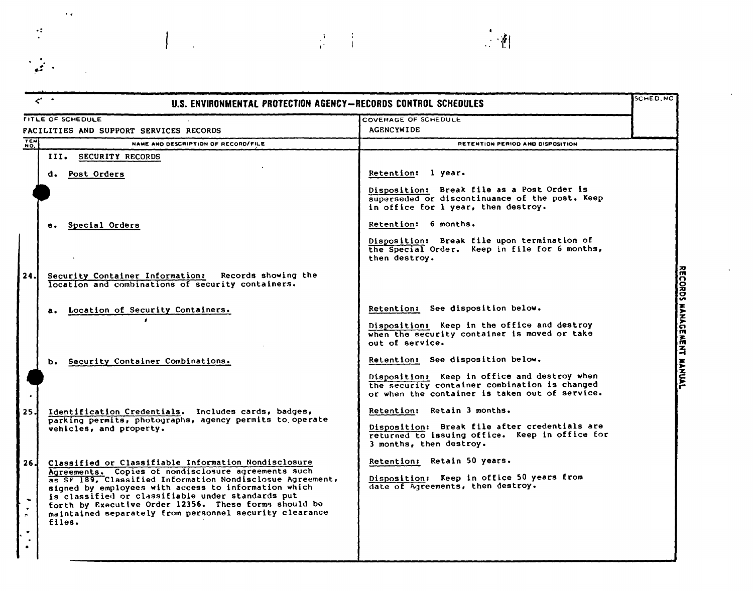# U.S. ENVIRONMENTAL PROTECTION AGENCY—RECORDS CONTROL SCHEDULES

| TITLE OF SCHEDULE | COVERAGE OF SCHEDULE | SCHED. NO. |
|---|---|---|
| FACILITIES AND SUPPORT SERVICES RECORDS | AGENCYWIDE | |

| ITEM NO. | NAME AND DESCRIPTION OF RECORD/FILE | RETENTION PERIOD AND DISPOSITION |
|---|---|---|
| | III. SECURITY RECORDS | |
| | d. Post Orders | Retention: 1 year.<br><br>Disposition: Break file as a Post Order is superseded or discontinuance of the post. Keep in office for 1 year, then destroy. |
| | e. Special Orders | Retention: 6 months.<br><br>Disposition: Break file upon termination of the Special Order. Keep in file for 6 months, then destroy. |
| 24. | Security Container Information: Records showing the location and combinations of security containers. | |
| | a. Location of Security Containers. | Retention: See disposition below.<br><br>Disposition: Keep in the office and destroy when the security container is moved or take out of service. |
| | b. Security Container Combinations. | Retention: See disposition below.<br><br>Disposition: Keep in office and destroy when the security container combination is changed or when the container is taken out of service. |
| 25. | Identification Credentials. Includes cards, badges, parking permits, photographs, agency permits to operate vehicles, and property. | Retention: Retain 3 months.<br><br>Disposition: Break file after credentials are returned to issuing office. Keep in office for 3 months, then destroy. |
| 26. | Classified or Classifiable Information Nondisclosure Agreements. Copies of nondisclosure agreements such as SF 189, Classified Information Nondisclosue Agreement, signed by employees with access to information which is classified or classifiable under standards put forth by Executive Order 12356. These forms should be maintained separately from personnel security clearance files. | Retention: Retain 50 years.<br><br>Disposition: Keep in office 50 years from date of Agreements, then destroy. |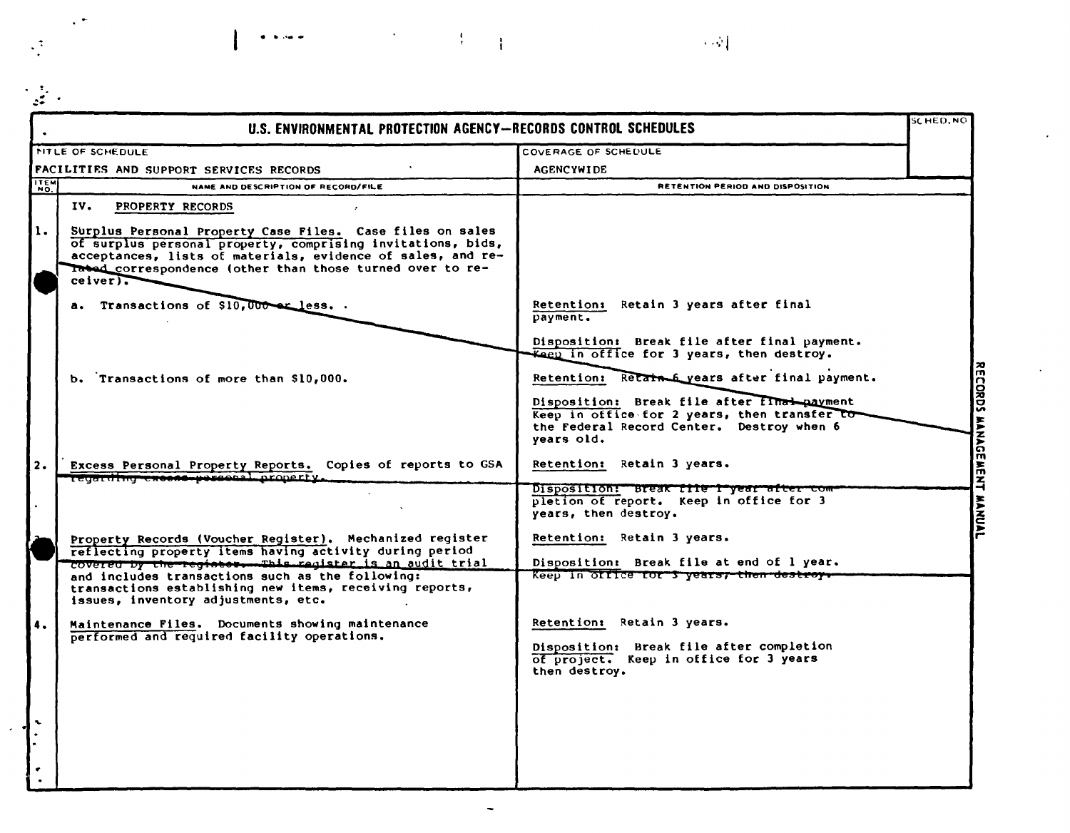# U.S. ENVIRONMENTAL PROTECTION AGENCY—RECORDS CONTROL SCHEDULES

| TITLE OF SCHEDULE | COVERAGE OF SCHEDULE | SCHED. NO |
|---|---|---|
| FACILITIES AND SUPPORT SERVICES RECORDS | AGENCYWIDE | |

| ITEM NO. | NAME AND DESCRIPTION OF RECORD/FILE | RETENTION PERIOD AND DISPOSITION |
|---|---|---|
| | IV. PROPERTY RECORDS | |
| 1. | Surplus Personal Property Case Files. Case files on sales of surplus personal property, comprising invitations, bids, acceptances, lists of materials, evidence of sales, and related correspondence (other than those turned over to receiver). | |
| | a. Transactions of $10,000 or less. | Retention: Retain 3 years after final payment.<br><br>Disposition: Break file after final payment. Keep in office for 3 years, then destroy. |
| | b. Transactions of more than $10,000. | Retention: Retain 6 years after final payment.<br><br>Disposition: Break file after final payment Keep in office for 2 years, then transfer to the Federal Record Center. Destroy when 6 years old. |
| 2. | Excess Personal Property Reports. Copies of reports to GSA regarding excess personal property. | Retention: Retain 3 years.<br><br>Disposition: Break file 1 year after completion of report. Keep in office for 3 years, then destroy. |
| 3. | Property Records (Voucher Register). Mechanized register reflecting property items having activity during period covered by the register. This register is an audit trial and includes transactions such as the following: transactions establishing new items, receiving reports, issues, inventory adjustments, etc. | Retention: Retain 3 years.<br><br>Disposition: Break file at end of 1 year. Keep in office for 3 years, then destroy. |
| 4. | Maintenance Files. Documents showing maintenance performed and required facility operations. | Retention: Retain 3 years.<br><br>Disposition: Break file after completion of project. Keep in office for 3 years then destroy. |

RECORDS MANAGEMENT MANUAL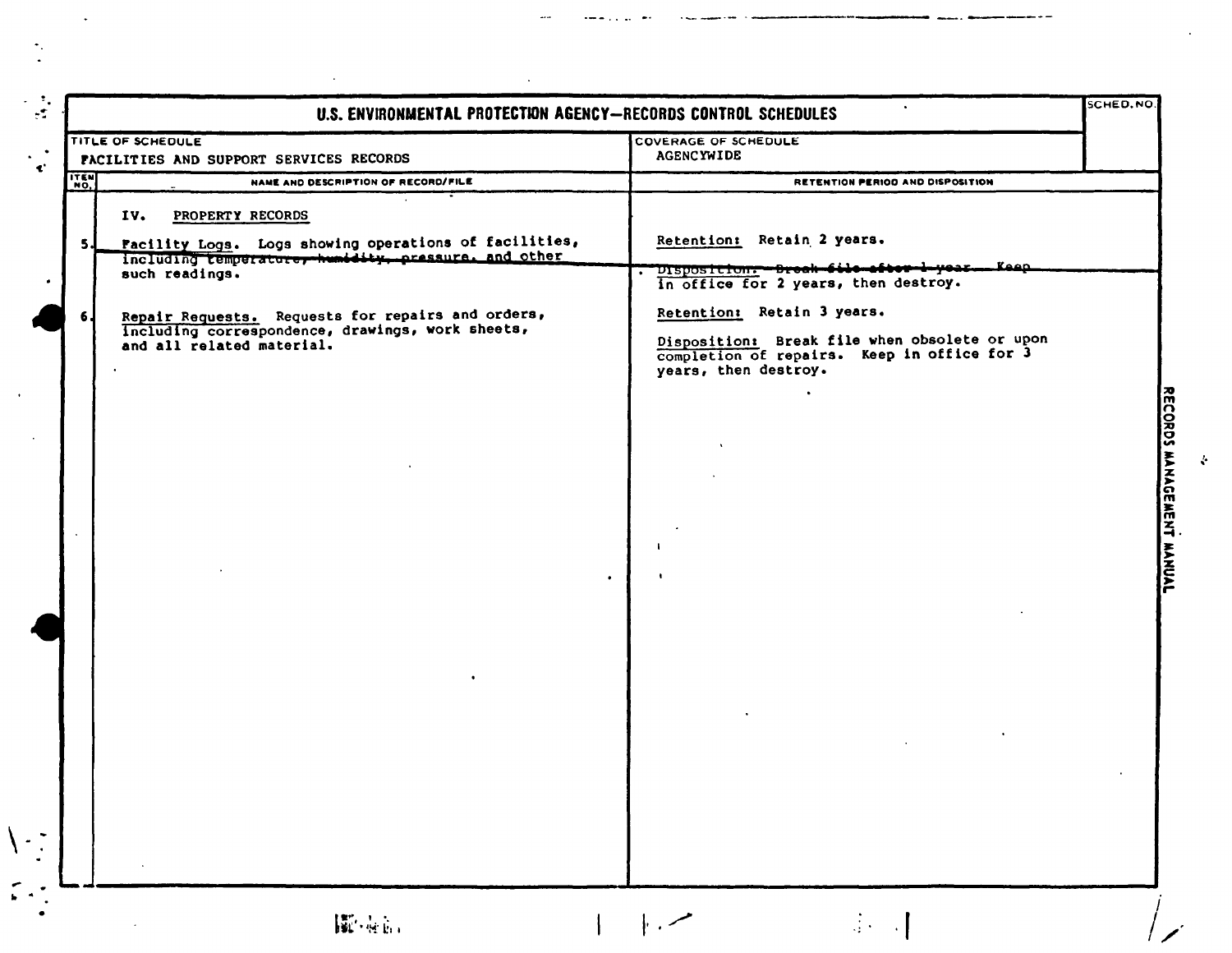# U.S. ENVIRONMENTAL PROTECTION AGENCY—RECORDS CONTROL SCHEDULES

| TITLE OF SCHEDULE | COVERAGE OF SCHEDULE | SCHED. NO. |
|---|---|---|
| FACILITIES AND SUPPORT SERVICES RECORDS | AGENCYWIDE | |

| ITEM NO. | NAME AND DESCRIPTION OF RECORD/FILE | RETENTION PERIOD AND DISPOSITION |
|---|---|---|
| | IV. PROPERTY RECORDS | |
| 5. | Facility Logs. Logs showing operations of facilities, including temperature, humidity, pressure, and other such readings. | Retention: Retain 2 years. Disposition: Break file after 1 year. Keep in office for 2 years, then destroy. |
| 6. | Repair Requests. Requests for repairs and orders, including correspondence, drawings, work sheets, and all related material. | Retention: Retain 3 years. Disposition: Break file when obsolete or upon completion of repairs. Keep in office for 3 years, then destroy. |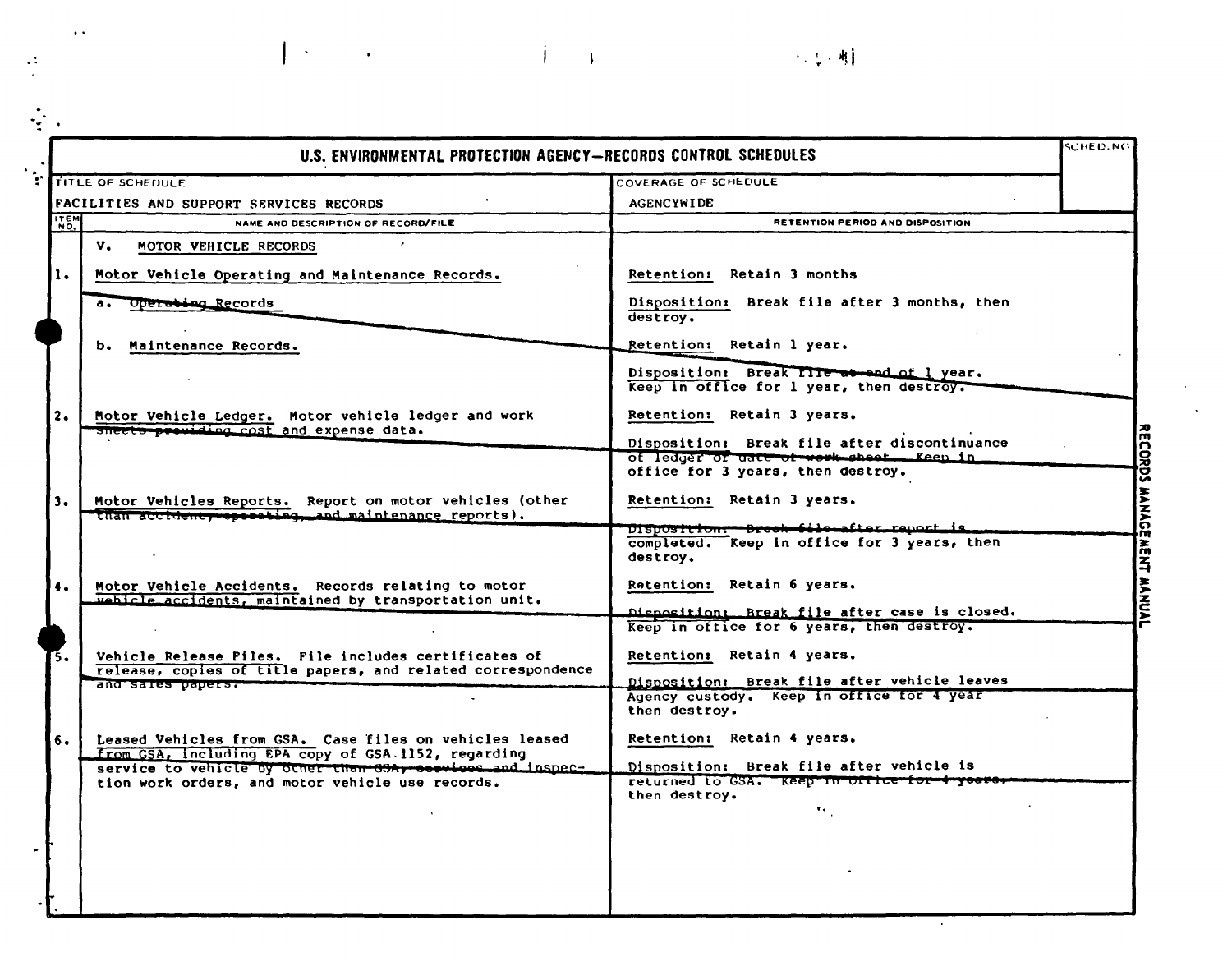# U.S. ENVIRONMENTAL PROTECTION AGENCY—RECORDS CONTROL SCHEDULES

| TITLE OF SCHEDULE | COVERAGE OF SCHEDULE | SCHED. NO. |
|---|---|---|
| FACILITIES AND SUPPORT SERVICES RECORDS | AGENCYWIDE | |

| ITEM NO. | NAME AND DESCRIPTION OF RECORD/FILE | RETENTION PERIOD AND DISPOSITION |
|---|---|---|
| | V. MOTOR VEHICLE RECORDS | |
| 1. | Motor Vehicle Operating and Maintenance Records. | Retention: Retain 3 months |
| | a. Operating Records | Disposition: Break file after 3 months, then destroy. |
| | b. Maintenance Records. | Retention: Retain 1 year. |
| | | Disposition: Break file at end of 1 year. Keep in office for 1 year, then destroy. |
| 2. | Motor Vehicle Ledger. Motor vehicle ledger and work sheets providing cost and expense data. | Retention: Retain 3 years. |
| | | Disposition: Break file after discontinuance of ledger or date of work sheet. Keep in office for 3 years, then destroy. |
| 3. | Motor Vehicles Reports. Report on motor vehicles (other than accident, operating, and maintenance reports). | Retention: Retain 3 years. |
| | | Disposition: Break file after report is completed. Keep in office for 3 years, then destroy. |
| 4. | Motor Vehicle Accidents. Records relating to motor vehicle accidents, maintained by transportation unit. | Retention: Retain 6 years. |
| | | Disposition: Break file after case is closed. Keep in office for 6 years, then destroy. |
| 5. | Vehicle Release Files. File includes certificates of release, copies of title papers, and related correspondence and sales papers. | Retention: Retain 4 years. |
| | | Disposition: Break file after vehicle leaves Agency custody. Keep in office for 4 year then destroy. |
| 6. | Leased Vehicles from GSA. Case files on vehicles leased from GSA, including EPA copy of GSA 1152, regarding service to vehicle by other than GSA, services and inspection work orders, and motor vehicle use records. | Retention: Retain 4 years. |
| | | Disposition: Break file after vehicle is returned to GSA. Keep in office for 4 years, then destroy. |

RECORDS MANAGEMENT MANUAL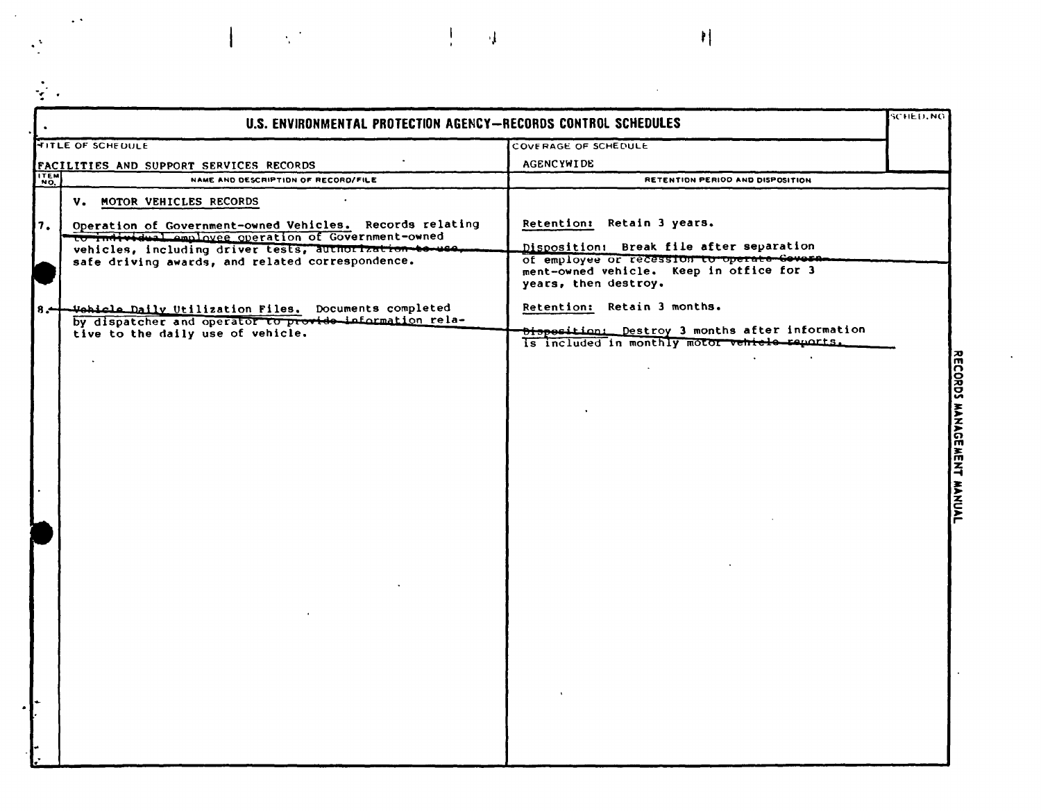# U.S. ENVIRONMENTAL PROTECTION AGENCY—RECORDS CONTROL SCHEDULES

| TITLE OF SCHEDULE | COVERAGE OF SCHEDULE | SCHED. NO. |
|---|---|---|
| FACILITIES AND SUPPORT SERVICES RECORDS | AGENCYWIDE | |

| ITEM NO. | NAME AND DESCRIPTION OF RECORD/FILE | RETENTION PERIOD AND DISPOSITION |
|---|---|---|
| | V. MOTOR VEHICLES RECORDS | |
| 7. | Operation of Government-owned Vehicles. Records relating to individual employee operation of Government-owned vehicles, including driver tests, authorization to use, safe driving awards, and related correspondence. | Retention: Retain 3 years.<br><br>Disposition: Break file after separation of employee or recession to operate Government-owned vehicle. Keep in office for 3 years, then destroy. |
| 8. | Vehicle Daily Utilization Files. Documents completed by dispatcher and operator to provide information relative to the daily use of vehicle. | Retention: Retain 3 months.<br><br>Disposition: Destroy 3 months after information is included in monthly motor vehicle reports. |

RECORDS MANAGEMENT MANUAL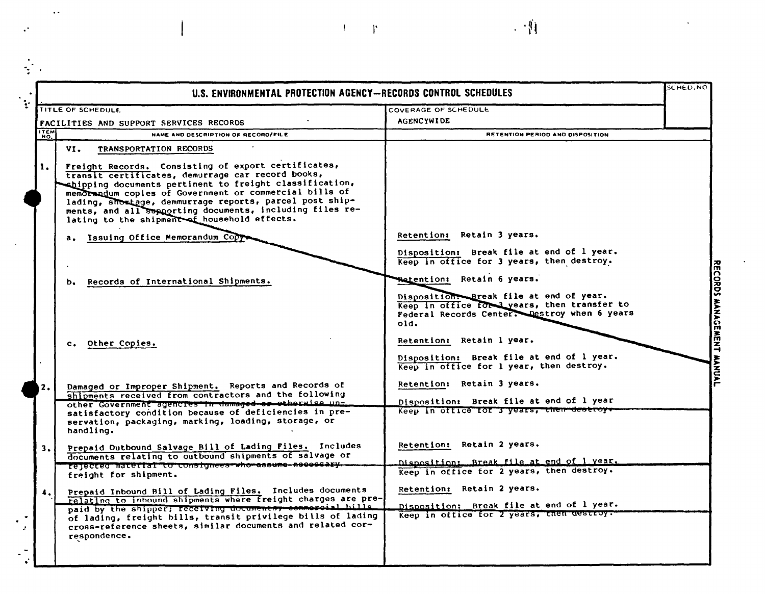# U.S. ENVIRONMENTAL PROTECTION AGENCY—RECORDS CONTROL SCHEDULES

| TITLE OF SCHEDULE | COVERAGE OF SCHEDULE | SCHED. NO. |
| --- | --- | --- |
| FACILITIES AND SUPPORT SERVICES RECORDS | AGENCYWIDE | |

| ITEM NO. | NAME AND DESCRIPTION OF RECORD/FILE | RETENTION PERIOD AND DISPOSITION |
| --- | --- | --- |
| | VI. TRANSPORTATION RECORDS | |
| 1. | Freight Records. Consisting of export certificates, transit certificates, demurrage car record books, shipping documents pertinent to freight classification, memorandum copies of Government or commercial bills of lading, shortage, demmurrage reports, parcel post shipments, and all supporting documents, including files relating to the shipment of household effects. | |
| | a. Issuing Office Memorandum Copy. | Retention: Retain 3 years.<br><br>Disposition: Break file at end of 1 year. Keep in office for 3 years, then destroy. |
| | b. Records of International Shipments. | Retention: Retain 6 years.<br><br>Disposition: Break file at end of year. Keep in office for 3 years, then transfer to Federal Records Center. Destroy when 6 years old. |
| | c. Other Copies. | Retention: Retain 1 year.<br><br>Disposition: Break file at end of 1 year. Keep in office for 1 year, then destroy. |
| 2. | Damaged or Improper Shipment. Reports and Records of shipments received from contractors and the following other Government agencies in damaged or otherwise unsatisfactory condition because of deficiencies in preservation, packaging, marking, loading, storage, or handling. | Retention: Retain 3 years.<br><br>Disposition: Break file at end of 1 year Keep in office for 3 years, then destroy. |
| 3. | Prepaid Outbound Salvage Bill of Lading Files. Includes documents relating to outbound shipments of salvage or rejected material to consignees who assume necessary freight for shipment. | Retention: Retain 2 years.<br><br>Disposition: Break file at end of 1 year. Keep in office for 2 years, then destroy. |
| 4. | Prepaid Inbound Bill of Lading Files. Includes documents relating to inbound shipments where freight charges are prepaid by the shipper; receiving documents, commercial bills of lading, freight bills, transit privilege bills of lading cross-reference sheets, similar documents and related correspondence. | Retention: Retain 2 years.<br><br>Disposition: Break file at end of 1 year. Keep in office for 2 years, then destroy. |

RECORDS MANAGEMENT MANUAL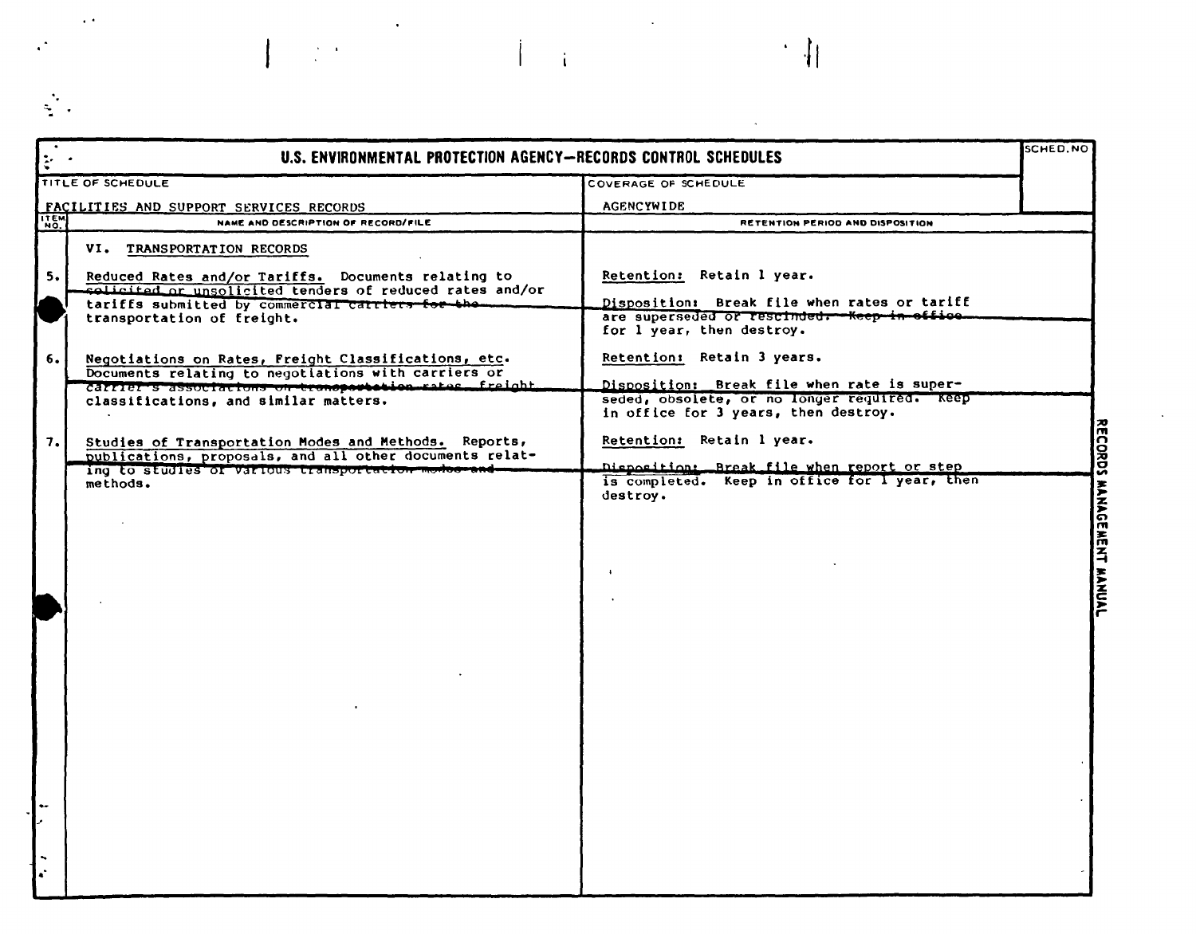# U.S. ENVIRONMENTAL PROTECTION AGENCY—RECORDS CONTROL SCHEDULES

| TITLE OF SCHEDULE | COVERAGE OF SCHEDULE | SCHED. NO |
|---|---|---|
| FACILITIES AND SUPPORT SERVICES RECORDS | AGENCYWIDE | |

| ITEM NO. | NAME AND DESCRIPTION OF RECORD/FILE | RETENTION PERIOD AND DISPOSITION |
|---|---|---|
| | VI. TRANSPORTATION RECORDS | |
| 5. | Reduced Rates and/or Tariffs. Documents relating to solicited or unsolicited tenders of reduced rates and/or tariffs submitted by commercial carriers for the transportation of freight. | Retention: Retain 1 year.<br><br>Disposition: Break file when rates or tariff are superseded or rescinded. Keep in office for 1 year, then destroy. |
| 6. | Negotiations on Rates, Freight Classifications, etc. Documents relating to negotiations with carriers or carrier's associations on transportation rates, freight classifications, and similar matters. | Retention: Retain 3 years.<br><br>Disposition: Break file when rate is superseded, obsolete, or no longer required. Keep in office for 3 years, then destroy. |
| 7. | Studies of Transportation Modes and Methods. Reports, publications, proposals, and all other documents relating to studies of various transportation modes and methods. | Retention: Retain 1 year.<br><br>Disposition: Break file when report or step is completed. Keep in office for 1 year, then destroy. |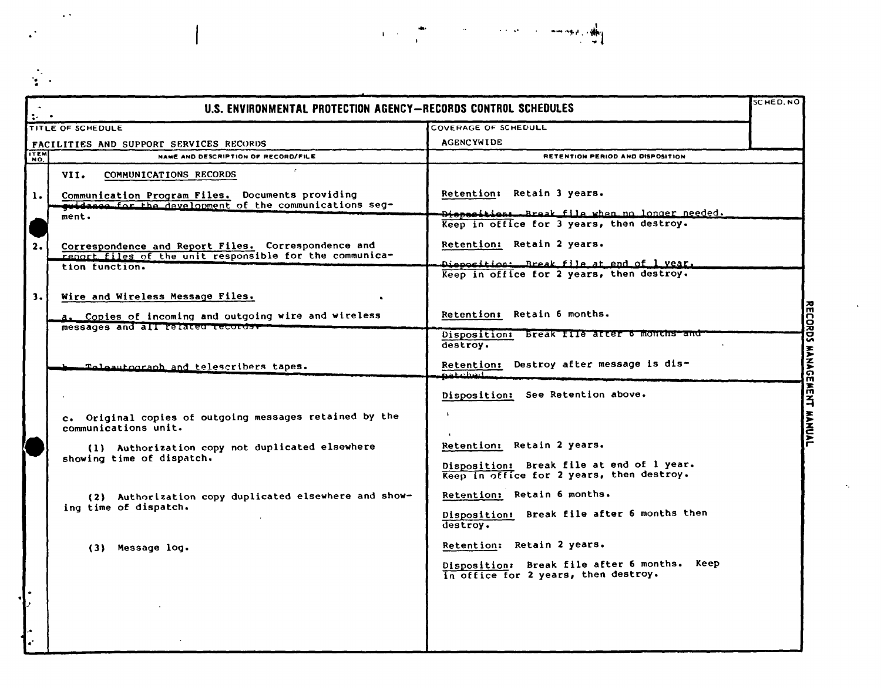# U.S. ENVIRONMENTAL PROTECTION AGENCY—RECORDS CONTROL SCHEDULES

| TITLE OF SCHEDULE | COVERAGE OF SCHEDULE | SCHED. NO |
|---|---|---|
| FACILITIES AND SUPPORT SERVICES RECORDS | AGENCYWIDE | |

| ITEM NO. | NAME AND DESCRIPTION OF RECORD/FILE | RETENTION PERIOD AND DISPOSITION |
|---|---|---|
| | VII. COMMUNICATIONS RECORDS | |
| 1. | Communication Program Files. Documents providing guidance for the development of the communications segment. | Retention: Retain 3 years. Disposition: Break file when no longer needed. Keep in office for 3 years, then destroy. |
| 2. | Correspondence and Report Files. Correspondence and report files of the unit responsible for the communication function. | Retention: Retain 2 years. Disposition: Break file at end of 1 year. Keep in office for 2 years, then destroy. |
| 3. | Wire and Wireless Message Files. | |
| | a. Copies of incoming and outgoing wire and wireless messages and all related records. | Retention: Retain 6 months. Disposition: Break file after 6 months and destroy. |
| | b. Teleautograph and telescribers tapes. | Retention: Destroy after message is dispatched. Disposition: See Retention above. |
| | c. Original copies of outgoing messages retained by the communications unit. | |
| | (1) Authorization copy not duplicated elsewhere showing time of dispatch. | Retention: Retain 2 years. Disposition: Break file at end of 1 year. Keep in office for 2 years, then destroy. |
| | (2) Authorization copy duplicated elsewhere and showing time of dispatch. | Retention: Retain 6 months. Disposition: Break file after 6 months then destroy. |
| | (3) Message log. | Retention: Retain 2 years. Disposition: Break file after 6 months. Keep in office for 2 years, then destroy. |

RECORDS MANAGEMENT MANUAL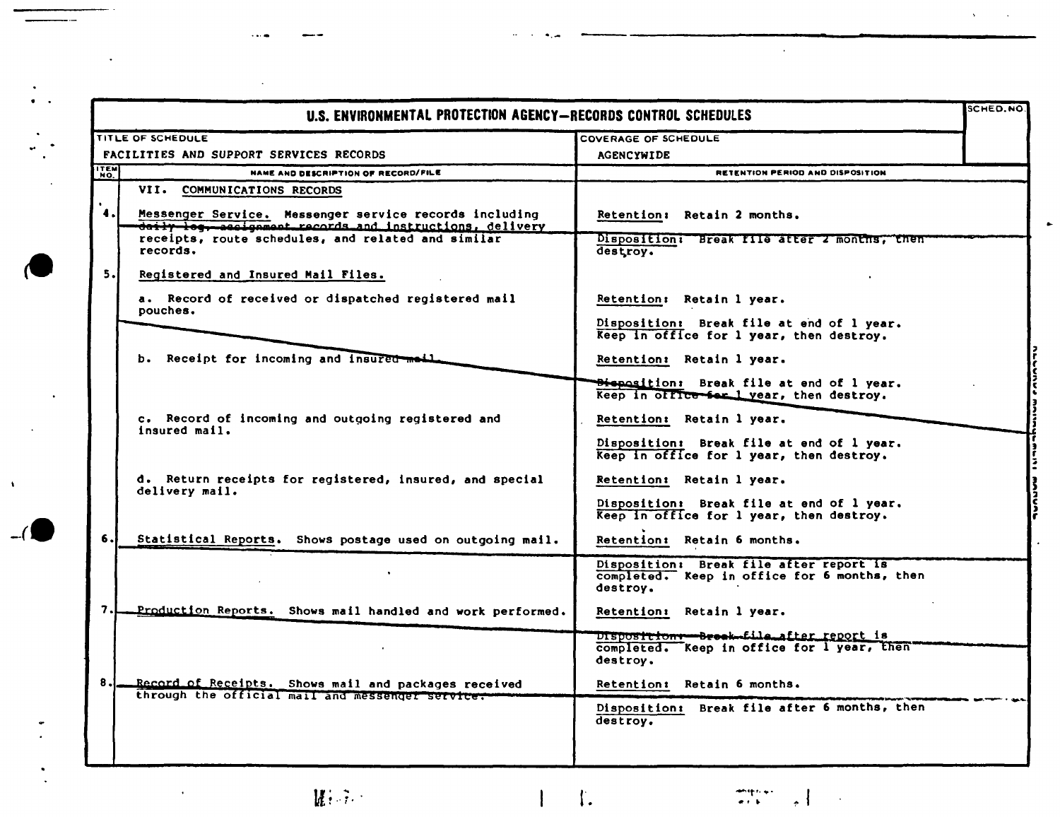# U.S. ENVIRONMENTAL PROTECTION AGENCY—RECORDS CONTROL SCHEDULES

| TITLE OF SCHEDULE | COVERAGE OF SCHEDULE | SCHED. NO. |
|---|---|---|
| FACILITIES AND SUPPORT SERVICES RECORDS | AGENCYWIDE | |

| ITEM NO. | NAME AND DESCRIPTION OF RECORD/FILE | RETENTION PERIOD AND DISPOSITION |
|---|---|---|
| | VII. COMMUNICATIONS RECORDS | |
| 4. | Messenger Service. Messenger service records including daily log, assignment records and instructions, delivery receipts, route schedules, and related and similar records. | Retention: Retain 2 months.<br><br>Disposition: Break file after 2 months, then destroy. |
| 5. | Registered and Insured Mail Files. | |
| | a. Record of received or dispatched registered mail pouches. | Retention: Retain 1 year.<br><br>Disposition: Break file at end of 1 year. Keep in office for 1 year, then destroy. |
| | b. Receipt for incoming and insured mail. | Retention: Retain 1 year.<br><br>Disposition: Break file at end of 1 year. Keep in office for 1 year, then destroy. |
| | c. Record of incoming and outgoing registered and insured mail. | Retention: Retain 1 year.<br><br>Disposition: Break file at end of 1 year. Keep in office for 1 year, then destroy. |
| | d. Return receipts for registered, insured, and special delivery mail. | Retention: Retain 1 year.<br><br>Disposition: Break file at end of 1 year. Keep in office for 1 year, then destroy. |
| 6. | Statistical Reports. Shows postage used on outgoing mail. | Retention: Retain 6 months.<br><br>Disposition: Break file after report is completed. Keep in office for 6 months, then destroy. |
| 7. | Production Reports. Shows mail handled and work performed. | Retention: Retain 1 year.<br><br>Disposition: Break file after report is completed. Keep in office for 1 year, then destroy. |
| 8. | Record of Receipts. Shows mail and packages received through the official mail and messenger service. | Retention: Retain 6 months.<br><br>Disposition: Break file after 6 months, then destroy. |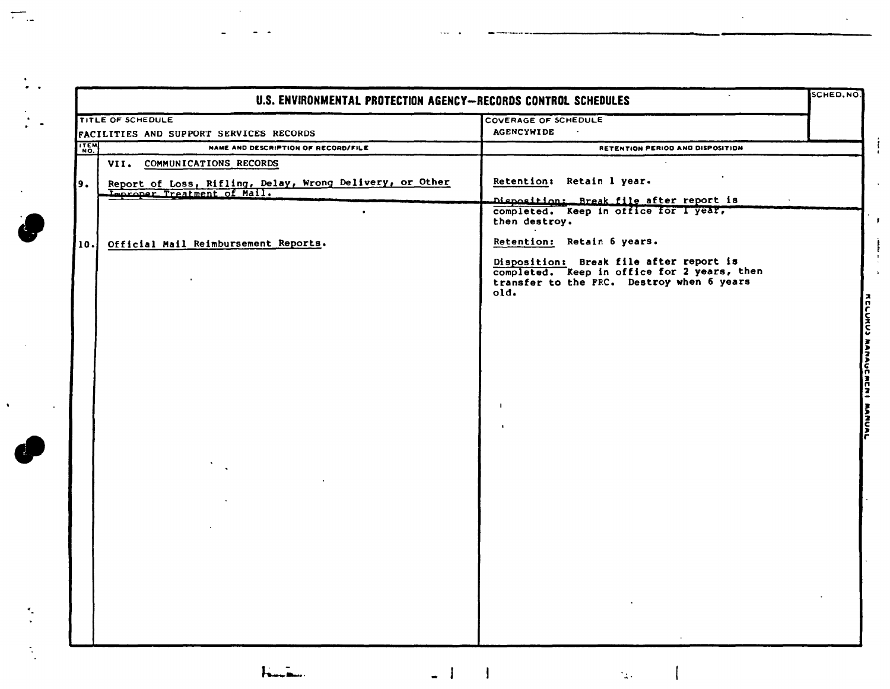# U.S. ENVIRONMENTAL PROTECTION AGENCY—RECORDS CONTROL SCHEDULES

| TITLE OF SCHEDULE | COVERAGE OF SCHEDULE | SCHED. NO. |
|---|---|---|
| FACILITIES AND SUPPORT SERVICES RECORDS | AGENCYWIDE | |

| ITEM NO. | NAME AND DESCRIPTION OF RECORD/FILE | RETENTION PERIOD AND DISPOSITION |
|---|---|---|
| | VII. COMMUNICATIONS RECORDS | |
| 9. | Report of Loss, Rifling, Delay, Wrong Delivery, or Other Improper Treatment of Mail. | Retention: Retain 1 year. Disposition: Break file after report is completed. Keep in office for 1 year, then destroy. |
| 10. | Official Mail Reimbursement Reports. | Retention: Retain 6 years. Disposition: Break file after report is completed. Keep in office for 2 years, then transfer to the FRC. Destroy when 6 years old. |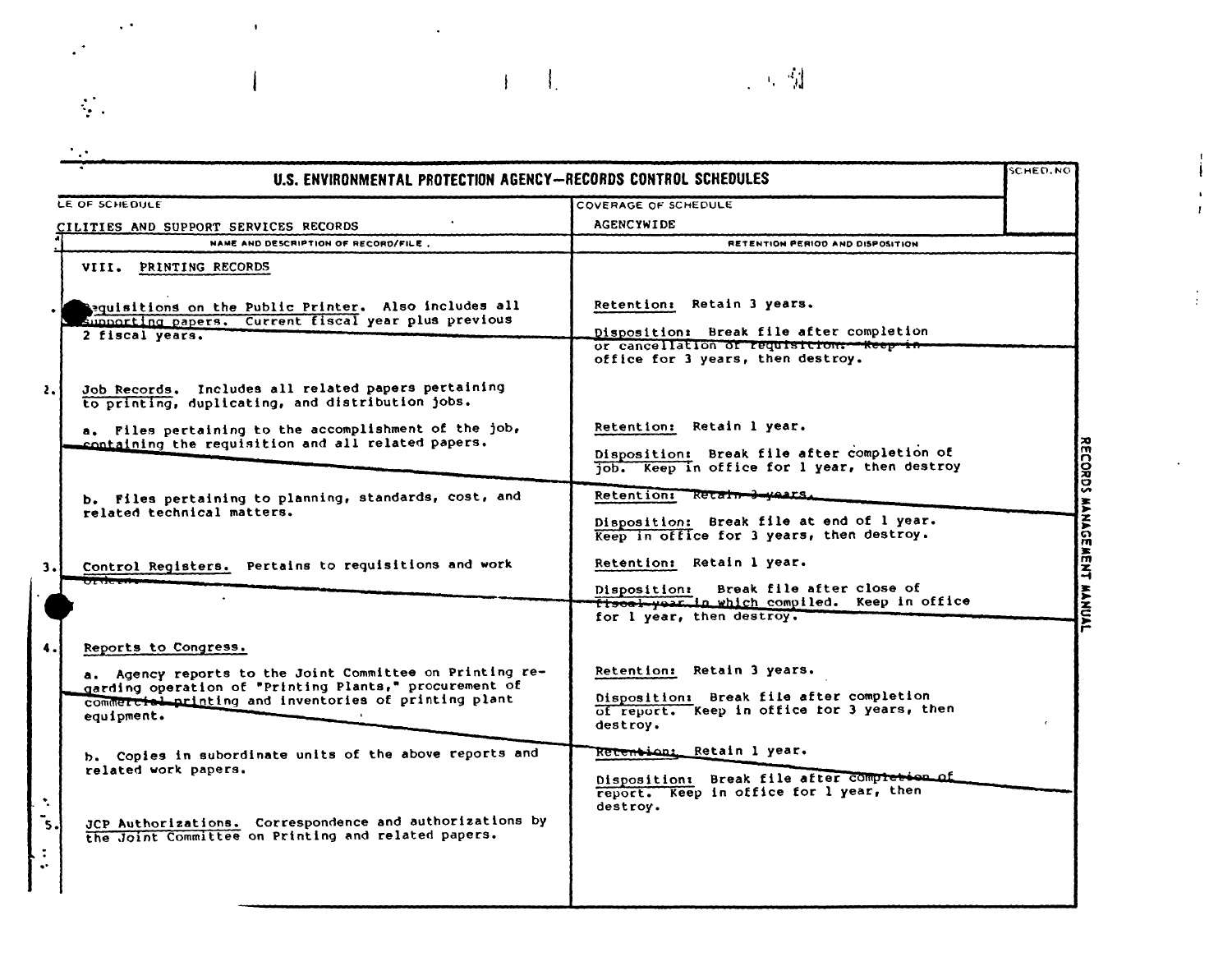# U.S. ENVIRONMENTAL PROTECTION AGENCY—RECORDS CONTROL SCHEDULES

| TITLE OF SCHEDULE | COVERAGE OF SCHEDULE | SCHED. NO |
|---|---|---|
| FACILITIES AND SUPPORT SERVICES RECORDS | AGENCYWIDE | |

| | NAME AND DESCRIPTION OF RECORD/FILE | RETENTION PERIOD AND DISPOSITION |
|---|---|---|
| | VIII. PRINTING RECORDS | |
| 1. | Requisitions on the Public Printer. Also includes all supporting papers. Current fiscal year plus previous 2 fiscal years. | Retention: Retain 3 years.<br><br>Disposition: Break file after completion or cancellation of requisition. Keep in office for 3 years, then destroy. |
| 2. | Job Records. Includes all related papers pertaining to printing, duplicating, and distribution jobs. | |
| | a. Files pertaining to the accomplishment of the job, containing the requisition and all related papers. | Retention: Retain 1 year.<br><br>Disposition: Break file after completion of job. Keep in office for 1 year, then destroy |
| | b. Files pertaining to planning, standards, cost, and related technical matters. | Retention: Retain 3 years.<br><br>Disposition: Break file at end of 1 year. Keep in office for 3 years, then destroy. |
| 3. | Control Registers. Pertains to requisitions and work orders. | Retention: Retain 1 year.<br><br>Disposition: Break file after close of fiscal year in which compiled. Keep in office for 1 year, then destroy. |
| 4. | Reports to Congress. | |
| | a. Agency reports to the Joint Committee on Printing regarding operation of "Printing Plants," procurement of commercial printing and inventories of printing plant equipment. | Retention: Retain 3 years.<br><br>Disposition: Break file after completion of report. Keep in office for 3 years, then destroy. |
| | b. Copies in subordinate units of the above reports and related work papers. | Retention: Retain 1 year.<br><br>Disposition: Break file after completion of report. Keep in office for 1 year, then destroy. |
| 5. | JCP Authorizations. Correspondence and authorizations by the Joint Committee on Printing and related papers. | |

RECORDS MANAGEMENT MANUAL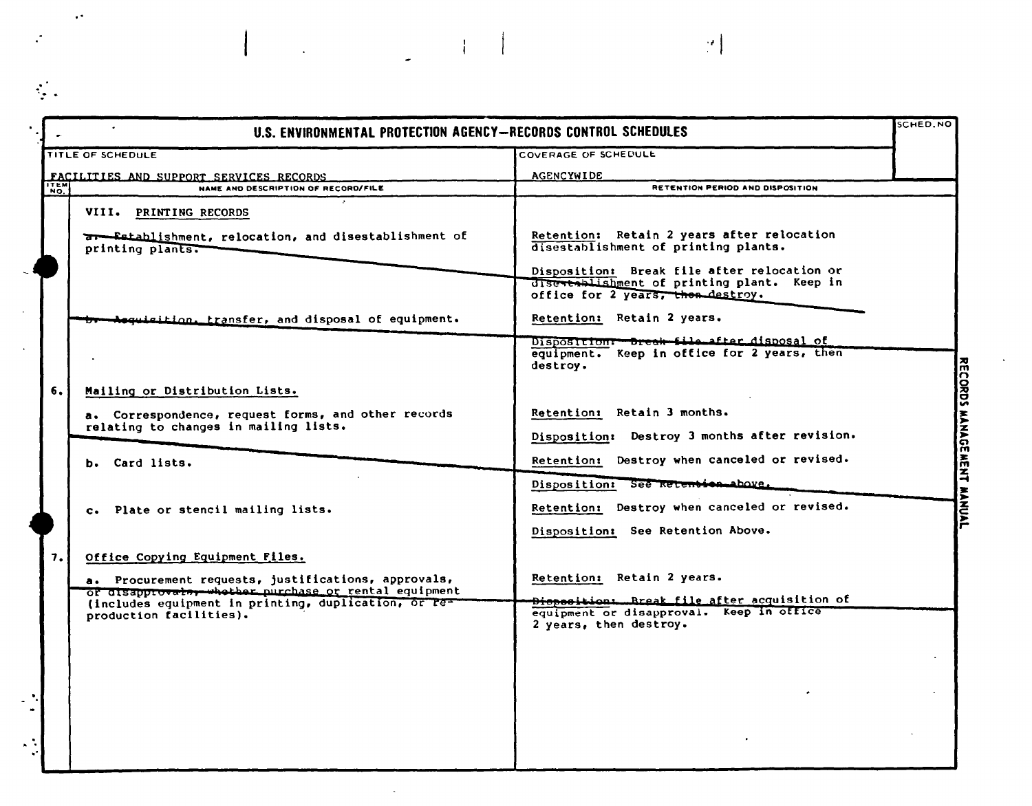# U.S. ENVIRONMENTAL PROTECTION AGENCY—RECORDS CONTROL SCHEDULES

| TITLE OF SCHEDULE | COVERAGE OF SCHEDULE | SCHED. NO |
|---|---|---|
| FACILITIES AND SUPPORT SERVICES RECORDS | AGENCYWIDE | |

| ITEM NO. | NAME AND DESCRIPTION OF RECORD/FILE | RETENTION PERIOD AND DISPOSITION |
|---|---|---|
| | VIII. PRINTING RECORDS | |
| | a. Establishment, relocation, and disestablishment of printing plants. | Retention: Retain 2 years after relocation disestablishment of printing plants. <br><br> Disposition: Break file after relocation or disestablishment of printing plant. Keep in office for 2 years, then destroy. |
| | b. Acquisition, transfer, and disposal of equipment. | Retention: Retain 2 years. <br><br> Disposition: Break file after disposal of equipment. Keep in office for 2 years, then destroy. |
| 6. | Mailing or Distribution Lists. | |
| | a. Correspondence, request forms, and other records relating to changes in mailing lists. | Retention: Retain 3 months. <br><br> Disposition: Destroy 3 months after revision. |
| | b. Card lists. | Retention: Destroy when canceled or revised. <br><br> Disposition: See Retention above. |
| | c. Plate or stencil mailing lists. | Retention: Destroy when canceled or revised. <br><br> Disposition: See Retention Above. |
| 7. | Office Copying Equipment Files. | |
| | a. Procurement requests, justifications, approvals, or disapprovals, whether purchase or rental equipment (includes equipment in printing, duplication, or reproduction facilities). | Retention: Retain 2 years. <br><br> Disposition: Break file after acquisition of equipment or disapproval. Keep in office 2 years, then destroy. |

RECORDS MANAGEMENT MANUAL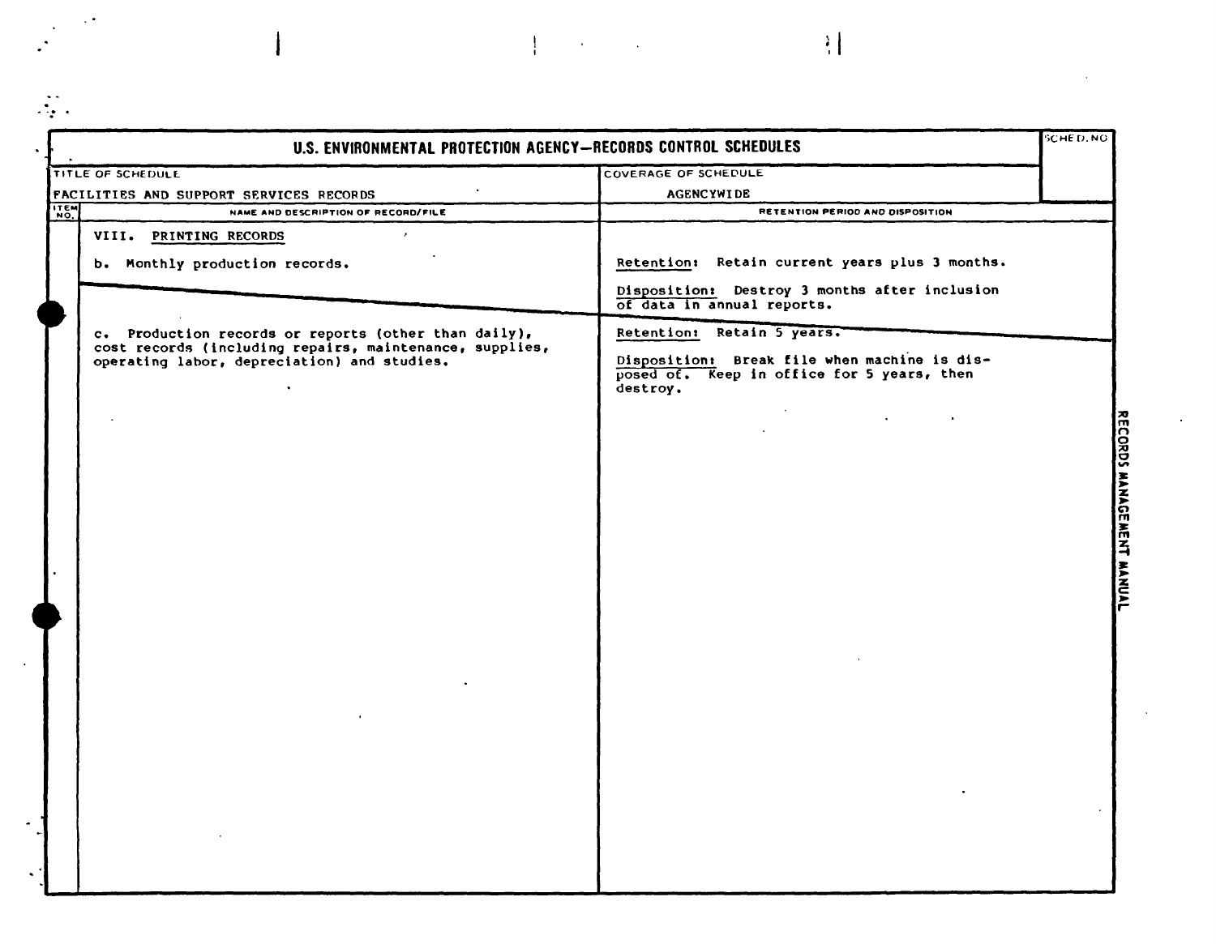# U.S. ENVIRONMENTAL PROTECTION AGENCY—RECORDS CONTROL SCHEDULES

| TITLE OF SCHEDULE | COVERAGE OF SCHEDULE | SCHED. NO. |
|---|---|---|
| FACILITIES AND SUPPORT SERVICES RECORDS | AGENCYWIDE | |

| ITEM NO. | NAME AND DESCRIPTION OF RECORD/FILE | RETENTION PERIOD AND DISPOSITION |
|---|---|---|
| | VIII. <u>PRINTING RECORDS</u> | |
| | b. Monthly production records. | <u>Retention</u>: Retain current years plus 3 months.<br><br><u>Disposition</u>: Destroy 3 months after inclusion of data in annual reports. |
| | c. Production records or reports (other than daily), cost records (including repairs, maintenance, supplies, operating labor, depreciation) and studies. | <u>Retention</u>: Retain 5 years.<br><br><u>Disposition</u>: Break file when machine is disposed of. Keep in office for 5 years, then destroy. |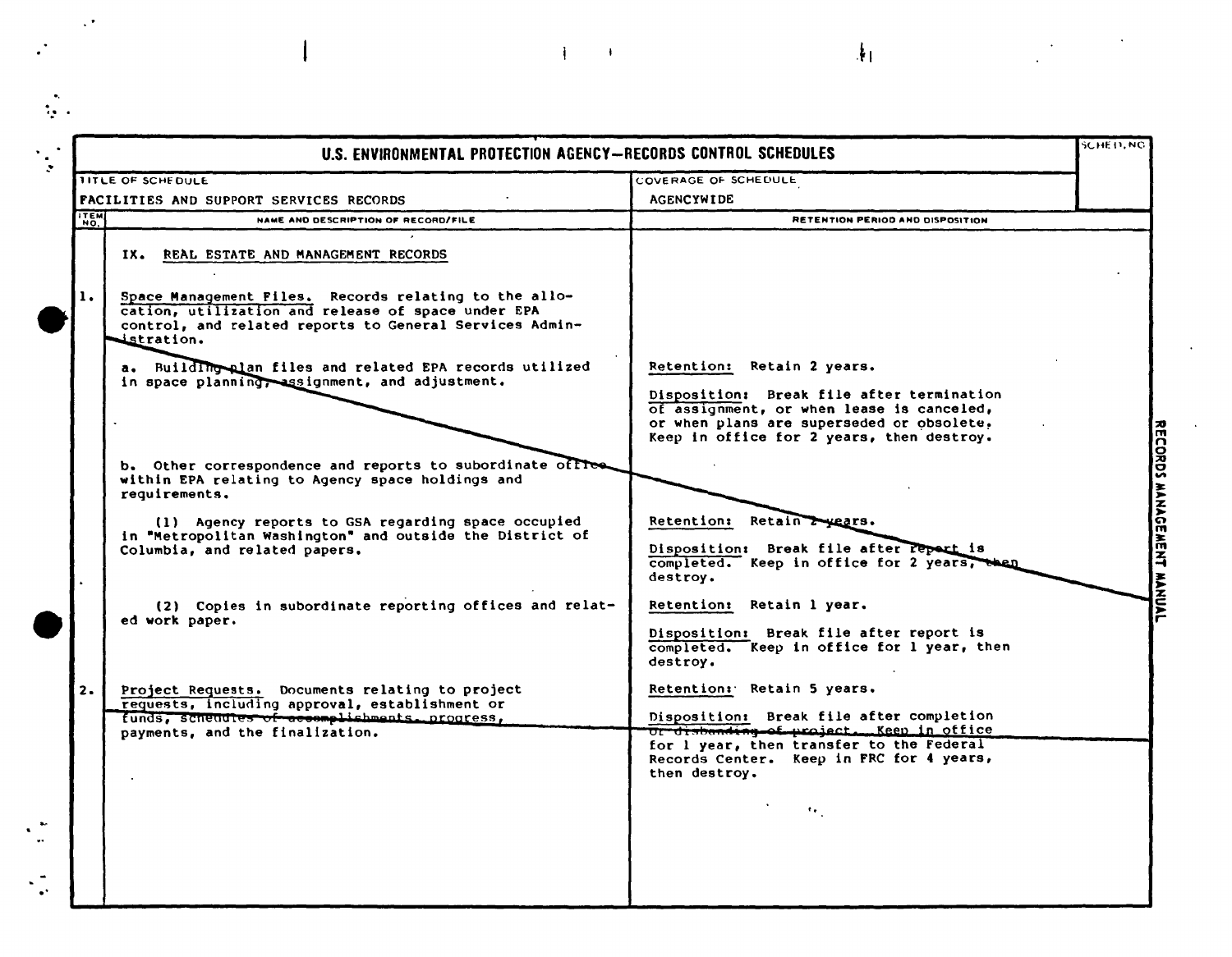# U.S. ENVIRONMENTAL PROTECTION AGENCY—RECORDS CONTROL SCHEDULES

| TITLE OF SCHEDULE | COVERAGE OF SCHEDULE | SCHED. NO. |
|---|---|---|
| FACILITIES AND SUPPORT SERVICES RECORDS | AGENCYWIDE | |

| ITEM NO. | NAME AND DESCRIPTION OF RECORD/FILE | RETENTION PERIOD AND DISPOSITION |
|---|---|---|
| | IX. REAL ESTATE AND MANAGEMENT RECORDS | |
| 1. | Space Management Files. Records relating to the allocation, utilization and release of space under EPA control, and related reports to General Services Administration. | |
| | a. Building plan files and related EPA records utilized in space planning, assignment, and adjustment. | Retention: Retain 2 years. Disposition: Break file after termination of assignment, or when lease is canceled, or when plans are superseded or obsolete. Keep in office for 2 years, then destroy. |
| | b. Other correspondence and reports to subordinate office within EPA relating to Agency space holdings and requirements. | |
| | (1) Agency reports to GSA regarding space occupied in "Metropolitan Washington" and outside the District of Columbia, and related papers. | Retention: Retain 2 years. Disposition: Break file after report is completed. Keep in office for 2 years, then destroy. |
| | (2) Copies in subordinate reporting offices and related work paper. | Retention: Retain 1 year. Disposition: Break file after report is completed. Keep in office for 1 year, then destroy. |
| 2. | Project Requests. Documents relating to project requests, including approval, establishment or funds, schedules of accomplishments, progress, payments, and the finalization. | Retention: Retain 5 years. Disposition: Break file after completion or disbanding of project. Keep in office for 1 year, then transfer to the Federal Records Center. Keep in FRC for 4 years, then destroy. |

RECORDS MANAGEMENT MANUAL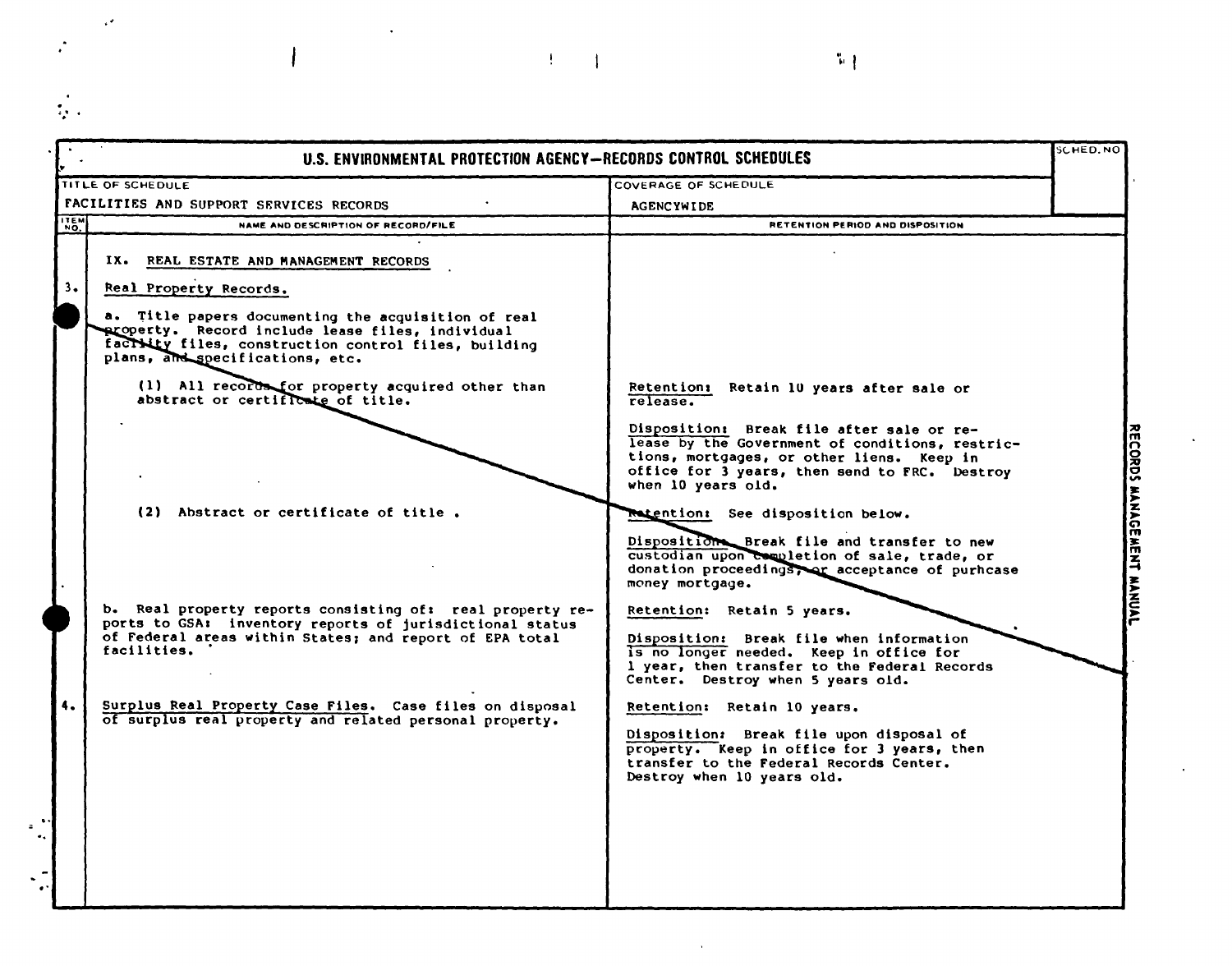# U.S. ENVIRONMENTAL PROTECTION AGENCY—RECORDS CONTROL SCHEDULES

| TITLE OF SCHEDULE | COVERAGE OF SCHEDULE | SCHED. NO |
|---|---|---|
| FACILITIES AND SUPPORT SERVICES RECORDS | AGENCYWIDE | |

| ITEM NO. | NAME AND DESCRIPTION OF RECORD/FILE | RETENTION PERIOD AND DISPOSITION |
|---|---|---|
| | IX. REAL ESTATE AND MANAGEMENT RECORDS | |
| 3. | Real Property Records. | |
| | a. Title papers documenting the acquisition of real property. Record include lease files, individual facility files, construction control files, building plans, and specifications, etc. | |
| | (1) All records for property acquired other than abstract or certificate of title. | Retention: Retain 10 years after sale or release.<br><br>Disposition: Break file after sale or release by the Government of conditions, restrictions, mortgages, or other liens. Keep in office for 3 years, then send to FRC. Destroy when 10 years old. |
| | (2) Abstract or certificate of title . | Retention: See disposition below.<br><br>Disposition: Break file and transfer to new custodian upon completion of sale, trade, or donation proceedings, or acceptance of purhcase money mortgage. |
| | b. Real property reports consisting of: real property reports to GSA: inventory reports of jurisdictional status of Federal areas within States; and report of EPA total facilities. | Retention: Retain 5 years.<br><br>Disposition: Break file when information is no longer needed. Keep in office for 1 year, then transfer to the Federal Records Center. Destroy when 5 years old. |
| 4. | Surplus Real Property Case Files. Case files on disposal of surplus real property and related personal property. | Retention: Retain 10 years.<br><br>Disposition: Break file upon disposal of property. Keep in office for 3 years, then transfer to the Federal Records Center. Destroy when 10 years old. |

RECORDS MANAGEMENT MANUAL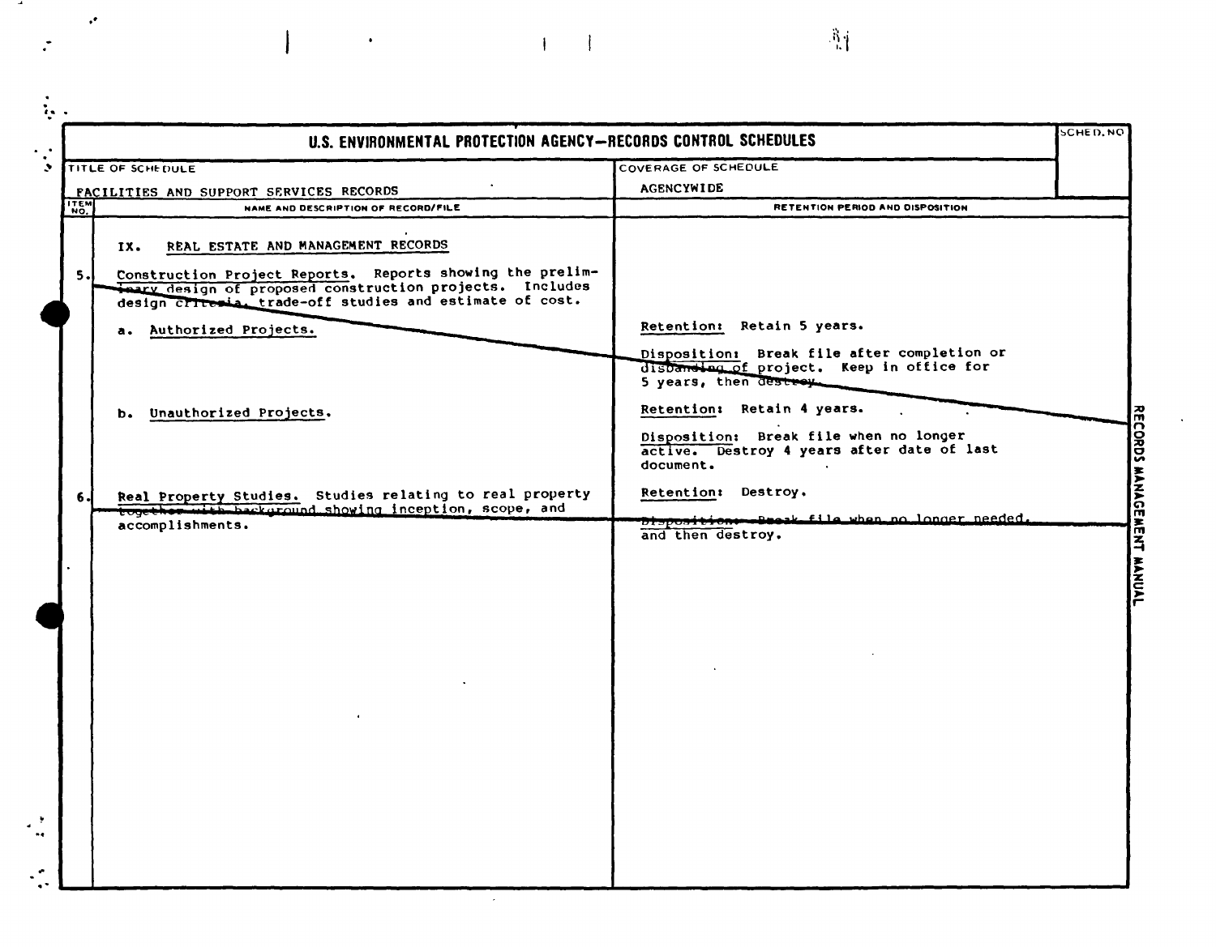# U.S. ENVIRONMENTAL PROTECTION AGENCY—RECORDS CONTROL SCHEDULES

| TITLE OF SCHEDULE | COVERAGE OF SCHEDULE | SCHED. NO. |
|---|---|---|
| FACILITIES AND SUPPORT SERVICES RECORDS | AGENCYWIDE | |

| ITEM NO. | NAME AND DESCRIPTION OF RECORD/FILE | RETENTION PERIOD AND DISPOSITION |
|---|---|---|
| | IX. REAL ESTATE AND MANAGEMENT RECORDS | |
| 5. | Construction Project Reports. Reports showing the preliminary design of proposed construction projects. Includes design criteria, trade-off studies and estimate of cost. | |
| | a. Authorized Projects. | Retention: Retain 5 years.<br><br>Disposition: Break file after completion or disbanding of project. Keep in office for 5 years, then destroy. |
| | b. Unauthorized Projects. | Retention: Retain 4 years.<br><br>Disposition: Break file when no longer active. Destroy 4 years after date of last document. |
| 6. | Real Property Studies. Studies relating to real property together with background showing inception, scope, and accomplishments. | Retention: Destroy.<br><br>Disposition: Break file when no longer needed, and then destroy. |

RECORDS MANAGEMENT MANUAL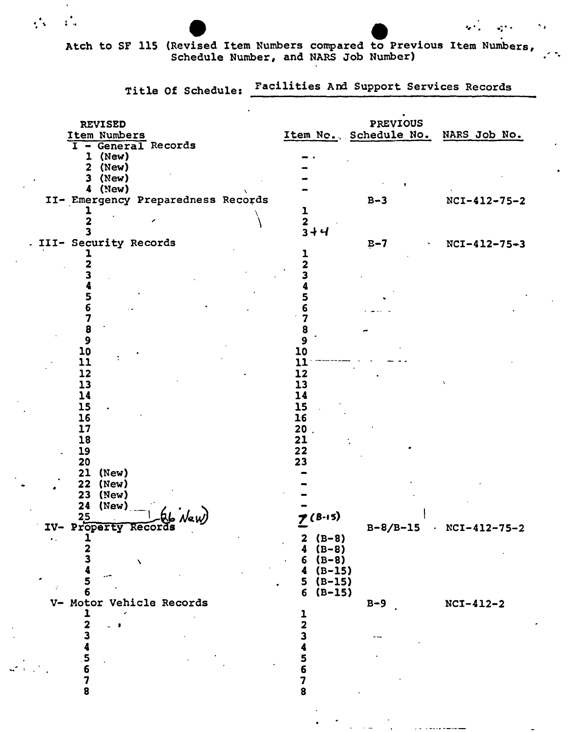Atch to SF 115 (Revised Item Numbers compared to Previous Item Numbers, Schedule Number, and NARS Job Number)

Title Of Schedule: Facilities And Support Services Records

| REVISED Item Numbers | Item No. | PREVIOUS Schedule No. | NARS Job No. |
|---|---|---|---|
| I - General Records | | | |
| 1 (New) | - | | |
| 2 (New) | - | | |
| 3 (New) | - | | |
| 4 (New) | - | | |
| II- Emergency Preparedness Records | | B-3 | NCI-412-75-2 |
| 1 | 1 | | |
| 2 | 2 | | |
| 3 | 3+4 | | |
| III- Security Records | | B-7 | NCI-412-75-3 |
| 1 | 1 | | |
| 2 | 2 | | |
| 3 | 3 | | |
| 4 | 4 | | |
| 5 | 5 | | |
| 6 | 6 | | |
| 7 | 7 | | |
| 8 | 8 | | |
| 9 | 9 | | |
| 10 | 10 | | |
| 11 | 11 | | |
| 12 | 12 | | |
| 13 | 13 | | |
| 14 | 14 | | |
| 15 | 15 | | |
| 16 | 16 | | |
| 17 | 20 | | |
| 18 | 21 | | |
| 19 | 22 | | |
| 20 | 23 | | |
| 21 (New) | - | | |
| 22 (New) | - | | |
| 23 (New) | - | | |
| 24 (New) | - | | |
| 25 (26 New) | 7 (B-15) | | |
| IV- Property Records | | B-8/B-15 | NCI-412-75-2 |
| 1 | 2 (B-8) | | |
| 2 | 4 (B-8) | | |
| 3 | 6 (B-8) | | |
| 4 | 4 (B-15) | | |
| 5 | 5 (B-15) | | |
| 6 | 6 (B-15) | | |
| V- Motor Vehicle Records | | B-9 | NCI-412-2 |
| 1 | 1 | | |
| 2 | 2 | | |
| 3 | 3 | | |
| 4 | 4 | | |
| 5 | 5 | | |
| 6 | 6 | | |
| 7 | 7 | | |
| 8 | 8 | | |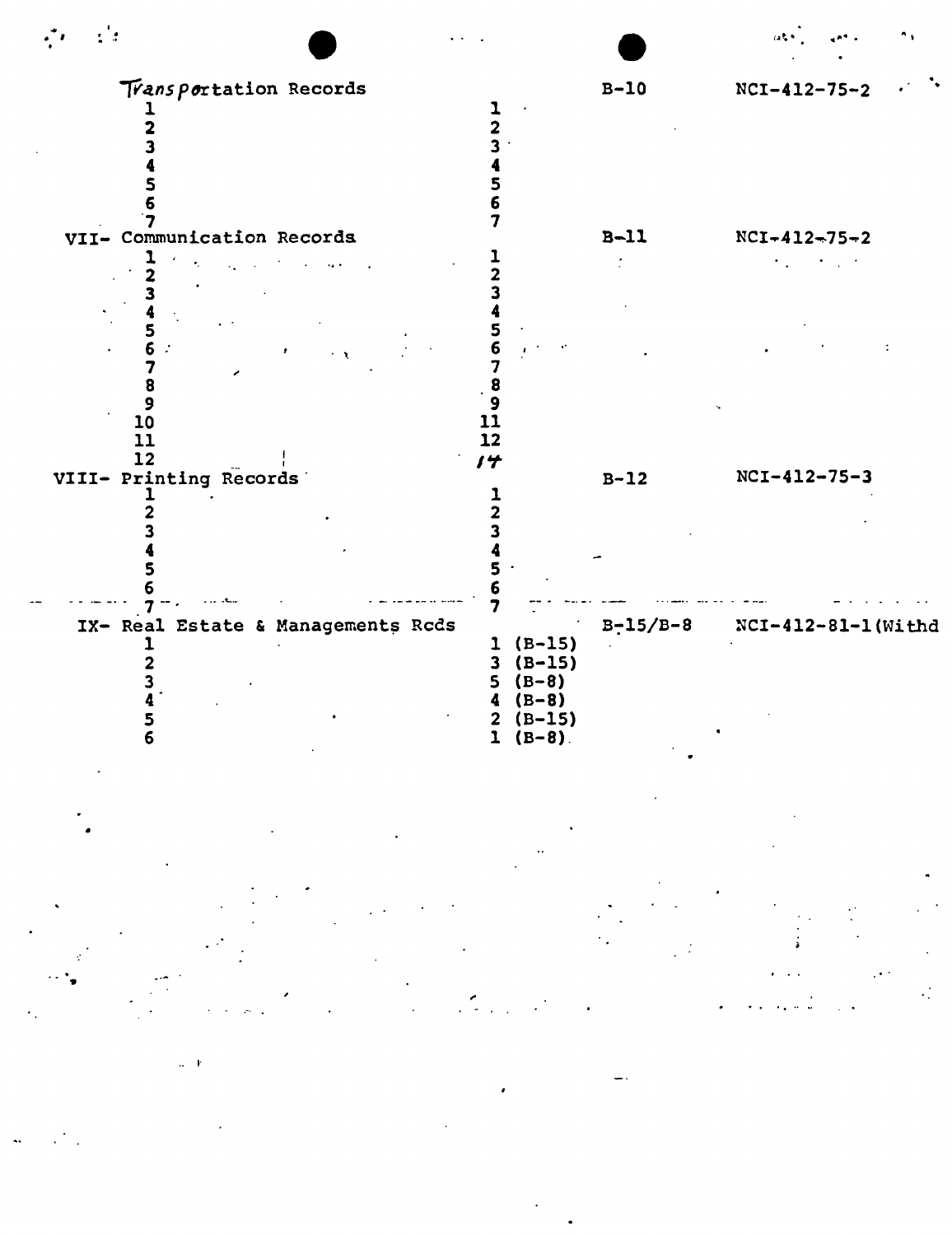| | | | |
|---|---|---|---|
| Transportation Records | | B-10 | NCI-412-75-2 |
| 1 | 1 | | |
| 2 | 2 | | |
| 3 | 3 | | |
| 4 | 4 | | |
| 5 | 5 | | |
| 6 | 6 | | |
| 7 | 7 | | |
| VII- Communication Records | | B-11 | NCI-412-75-2 |
| 1 | 1 | | |
| 2 | 2 | | |
| 3 | 3 | | |
| 4 | 4 | | |
| 5 | 5 | | |
| 6 | 6 | | |
| 7 | 7 | | |
| 8 | 8 | | |
| 9 | 9 | | |
| 10 | 11 | | |
| 11 | 12 | | |
| 12 | 14 | | |
| VIII- Printing Records | | B-12 | NCI-412-75-3 |
| 1 | 1 | | |
| 2 | 2 | | |
| 3 | 3 | | |
| 4 | 4 | | |
| 5 | 5 | | |
| 6 | 6 | | |
| 7 | 7 | | |
| IX- Real Estate & Managements Rcds | | B-15/B-8 | NCI-412-81-1(Withd |
| 1 | 1 (B-15) | | |
| 2 | 3 (B-15) | | |
| 3 | 5 (B-8) | | |
| 4 | 4 (B-8) | | |
| 5 | 2 (B-15) | | |
| 6 | 1 (B-8) | | |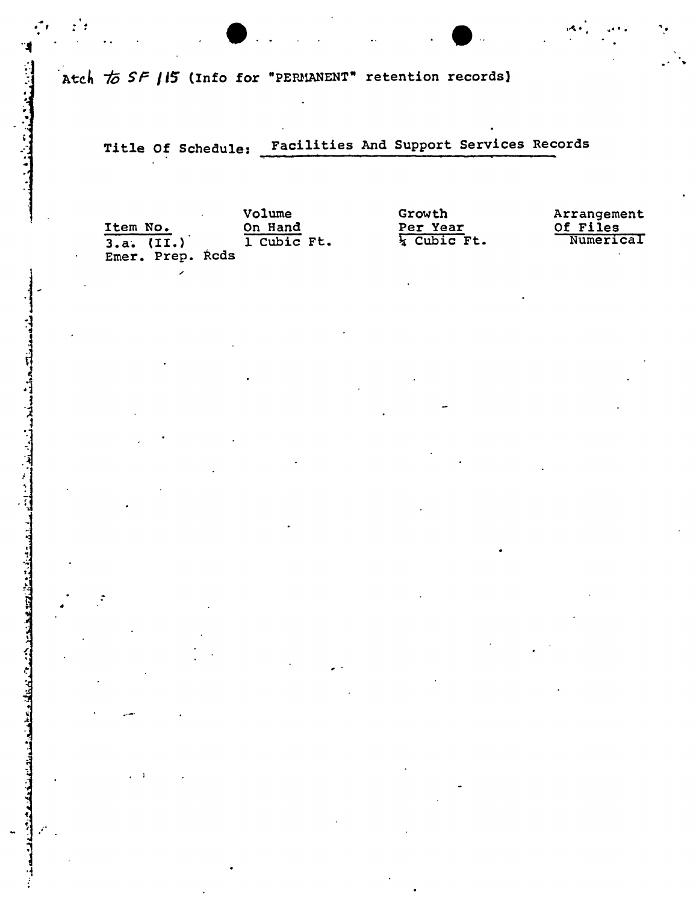Atch to SF 115 (Info for "PERMANENT" retention records)

Title Of Schedule: Facilities And Support Services Records

| Item No. | Volume On Hand | Growth Per Year | Arrangement Of Files |
|---|---|---|---|
| 3.a. (II.) Emer. Prep. Rcds | 1 Cubic Ft. | ¼ Cubic Ft. | Numerical |